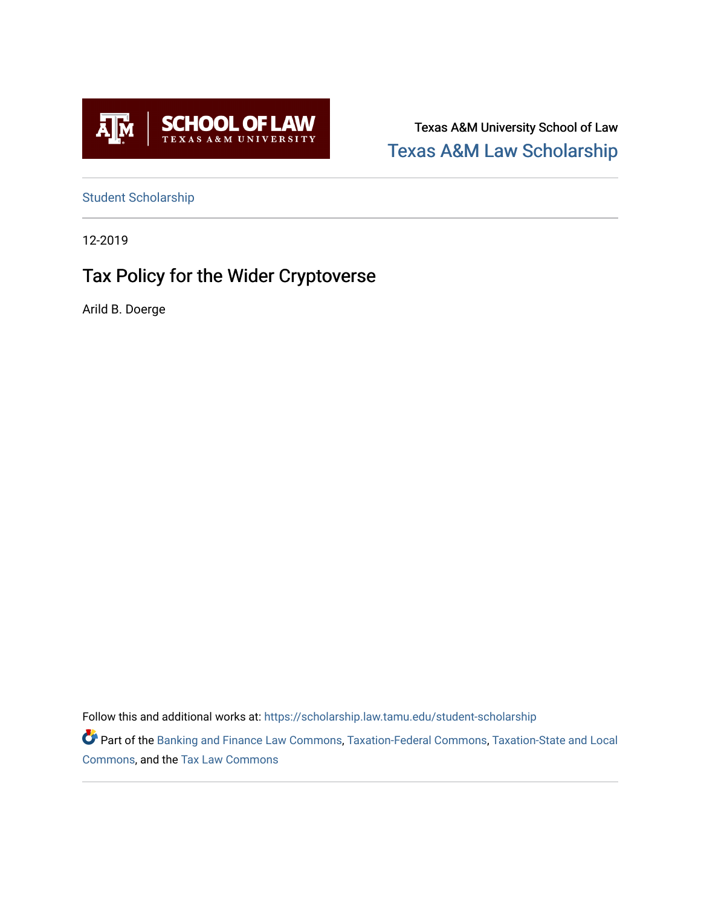Texas A&M University School of Law

Texas A&M Law Scholarship

Student Scholarship

12-2019

# Tax Policy for the Wider Cryptoverse

Arild B. Doerge

Follow this and additional works at: https://scholarship.law.tamu.edu/student-scholarship

Part of the Banking and Finance Law Commons, Taxation-Federal Commons, Taxation-State and Local Commons, and the Tax Law Commons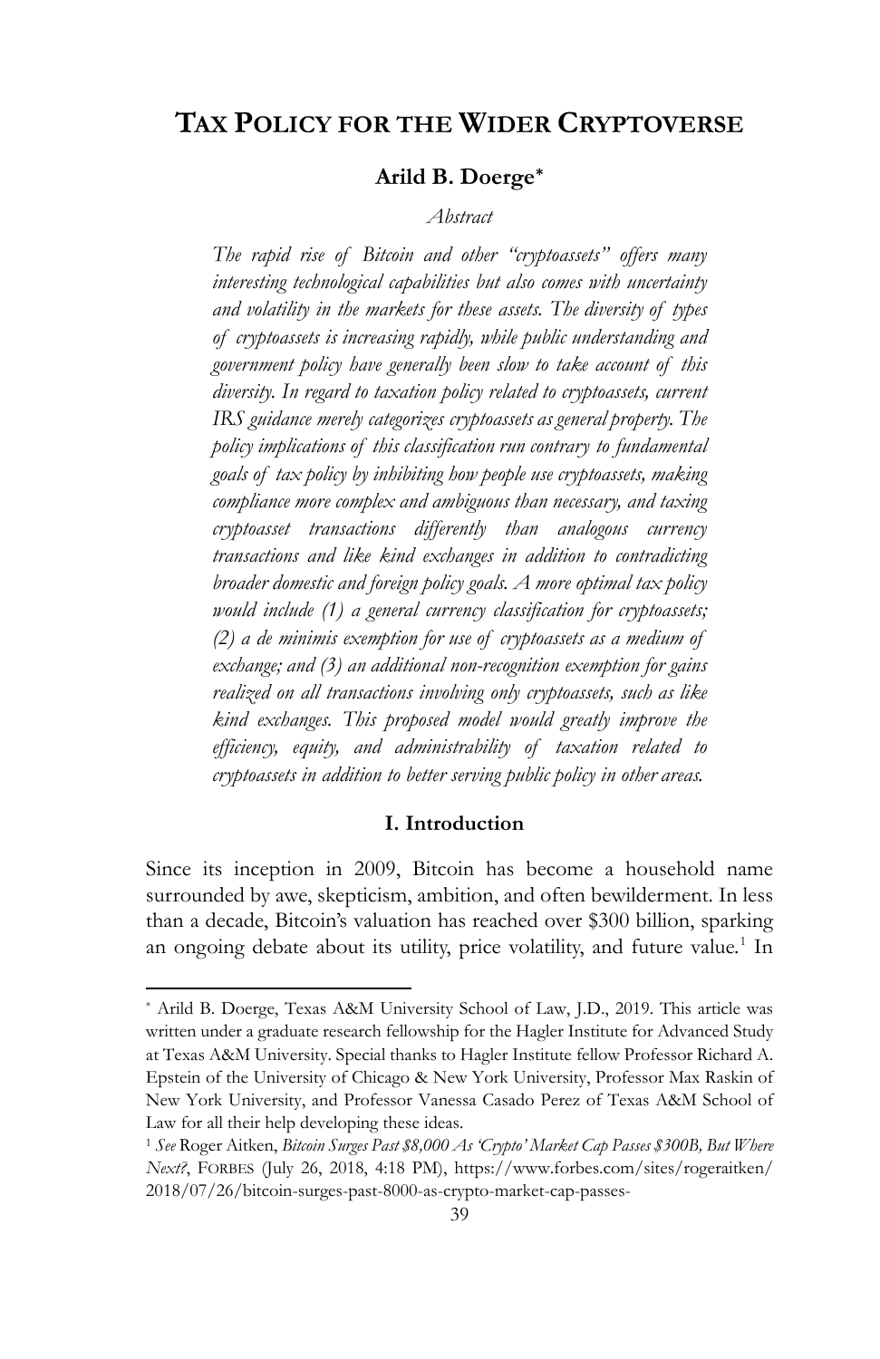# TAX POLICY FOR THE WIDER CRYPTOVERSE

**Arild B. Doerge***

*Abstract*

*The rapid rise of Bitcoin and other "cryptoassets" offers many interesting technological capabilities but also comes with uncertainty and volatility in the markets for these assets. The diversity of types of cryptoassets is increasing rapidly, while public understanding and government policy have generally been slow to take account of this diversity. In regard to taxation policy related to cryptoassets, current IRS guidance merely categorizes cryptoassets as general property. The policy implications of this classification run contrary to fundamental goals of tax policy by inhibiting how people use cryptoassets, making compliance more complex and ambiguous than necessary, and taxing cryptoasset transactions differently than analogous currency transactions and like kind exchanges in addition to contradicting broader domestic and foreign policy goals. A more optimal tax policy would include (1) a general currency classification for cryptoassets; (2) a de minimis exemption for use of cryptoassets as a medium of exchange; and (3) an additional non-recognition exemption for gains realized on all transactions involving only cryptoassets, such as like kind exchanges. This proposed model would greatly improve the efficiency, equity, and administrability of taxation related to cryptoassets in addition to better serving public policy in other areas.*

## I. Introduction

Since its inception in 2009, Bitcoin has become a household name surrounded by awe, skepticism, ambition, and often bewilderment. In less than a decade, Bitcoin's valuation has reached over $300 billion, sparking an ongoing debate about its utility, price volatility, and future value.[1] In

---

\* Arild B. Doerge, Texas A&M University School of Law, J.D., 2019. This article was written under a graduate research fellowship for the Hagler Institute for Advanced Study at Texas A&M University. Special thanks to Hagler Institute fellow Professor Richard A. Epstein of the University of Chicago & New York University, Professor Max Raskin of New York University, and Professor Vanessa Casado Perez of Texas A&M School of Law for all their help developing these ideas.

[1] *See* Roger Aitken, *Bitcoin Surges Past $8,000 As 'Crypto' Market Cap Passes $300B, But Where Next?*, FORBES (July 26, 2018, 4:18 PM), https://www.forbes.com/sites/rogeraitken/2018/07/26/bitcoin-surges-past-8000-as-crypto-market-cap-passes-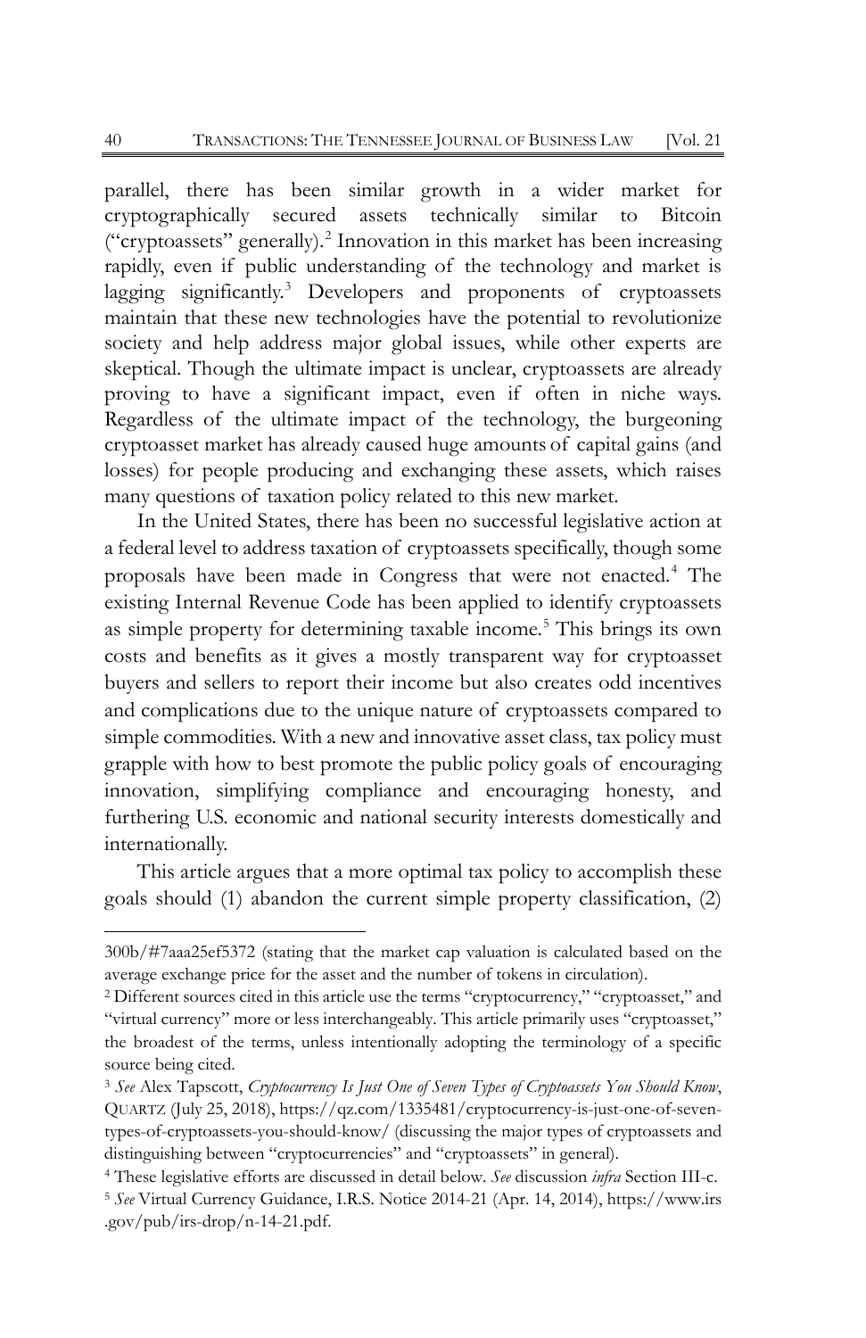parallel, there has been similar growth in a wider market for cryptographically secured assets technically similar to Bitcoin ("cryptoassets" generally).[2] Innovation in this market has been increasing rapidly, even if public understanding of the technology and market is lagging significantly.[3] Developers and proponents of cryptoassets maintain that these new technologies have the potential to revolutionize society and help address major global issues, while other experts are skeptical. Though the ultimate impact is unclear, cryptoassets are already proving to have a significant impact, even if often in niche ways. Regardless of the ultimate impact of the technology, the burgeoning cryptoasset market has already caused huge amounts of capital gains (and losses) for people producing and exchanging these assets, which raises many questions of taxation policy related to this new market.

In the United States, there has been no successful legislative action at a federal level to address taxation of cryptoassets specifically, though some proposals have been made in Congress that were not enacted.[4] The existing Internal Revenue Code has been applied to identify cryptoassets as simple property for determining taxable income.[5] This brings its own costs and benefits as it gives a mostly transparent way for cryptoasset buyers and sellers to report their income but also creates odd incentives and complications due to the unique nature of cryptoassets compared to simple commodities. With a new and innovative asset class, tax policy must grapple with how to best promote the public policy goals of encouraging innovation, simplifying compliance and encouraging honesty, and furthering U.S. economic and national security interests domestically and internationally.

This article argues that a more optimal tax policy to accomplish these goals should (1) abandon the current simple property classification, (2)

---

300b/#7aaa25ef5372 (stating that the market cap valuation is calculated based on the average exchange price for the asset and the number of tokens in circulation).

[2] Different sources cited in this article use the terms "cryptocurrency," "cryptoasset," and "virtual currency" more or less interchangeably. This article primarily uses "cryptoasset," the broadest of the terms, unless intentionally adopting the terminology of a specific source being cited.

[3] *See* Alex Tapscott, *Cryptocurrency Is Just One of Seven Types of Cryptoassets You Should Know*, QUARTZ (July 25, 2018), https://qz.com/1335481/cryptocurrency-is-just-one-of-seven-types-of-cryptoassets-you-should-know/ (discussing the major types of cryptoassets and distinguishing between "cryptocurrencies" and "cryptoassets" in general).

[4] These legislative efforts are discussed in detail below. *See* discussion *infra* Section III-c.

[5] *See* Virtual Currency Guidance, I.R.S. Notice 2014-21 (Apr. 14, 2014), https://www.irs.gov/pub/irs-drop/n-14-21.pdf.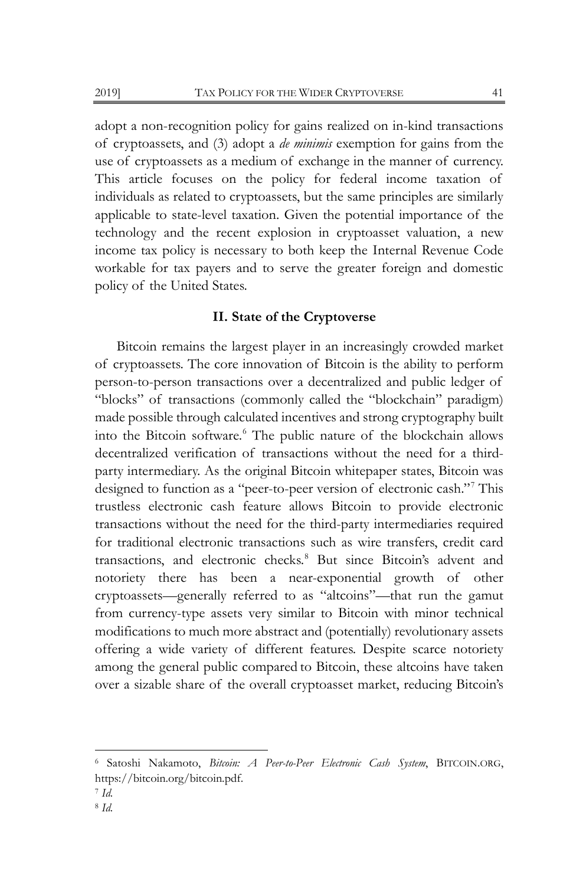adopt a non-recognition policy for gains realized on in-kind transactions of cryptoassets, and (3) adopt a *de minimis* exemption for gains from the use of cryptoassets as a medium of exchange in the manner of currency. This article focuses on the policy for federal income taxation of individuals as related to cryptoassets, but the same principles are similarly applicable to state-level taxation. Given the potential importance of the technology and the recent explosion in cryptoasset valuation, a new income tax policy is necessary to both keep the Internal Revenue Code workable for tax payers and to serve the greater foreign and domestic policy of the United States.

## II. State of the Cryptoverse

Bitcoin remains the largest player in an increasingly crowded market of cryptoassets. The core innovation of Bitcoin is the ability to perform person-to-person transactions over a decentralized and public ledger of "blocks" of transactions (commonly called the "blockchain" paradigm) made possible through calculated incentives and strong cryptography built into the Bitcoin software.[6] The public nature of the blockchain allows decentralized verification of transactions without the need for a third-party intermediary. As the original Bitcoin whitepaper states, Bitcoin was designed to function as a "peer-to-peer version of electronic cash."[7] This trustless electronic cash feature allows Bitcoin to provide electronic transactions without the need for the third-party intermediaries required for traditional electronic transactions such as wire transfers, credit card transactions, and electronic checks.[8] But since Bitcoin's advent and notoriety there has been a near-exponential growth of other cryptoassets—generally referred to as "altcoins"—that run the gamut from currency-type assets very similar to Bitcoin with minor technical modifications to much more abstract and (potentially) revolutionary assets offering a wide variety of different features. Despite scarce notoriety among the general public compared to Bitcoin, these altcoins have taken over a sizable share of the overall cryptoasset market, reducing Bitcoin's

---

[6] Satoshi Nakamoto, *Bitcoin: A Peer-to-Peer Electronic Cash System*, BITCOIN.ORG, https://bitcoin.org/bitcoin.pdf.

[7] *Id.*

[8] *Id.*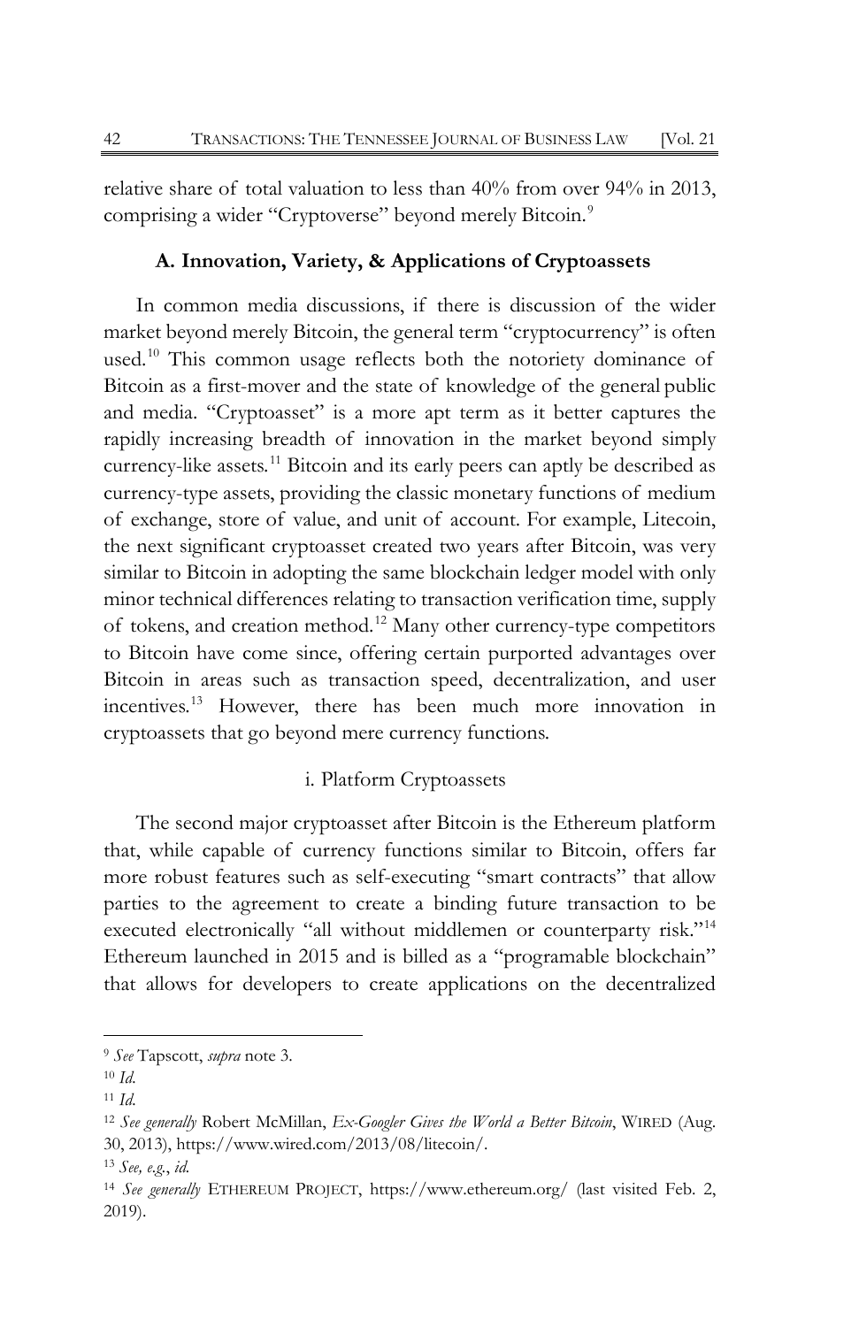relative share of total valuation to less than 40% from over 94% in 2013, comprising a wider "Cryptoverse" beyond merely Bitcoin.[9]

### A. Innovation, Variety, & Applications of Cryptoassets

In common media discussions, if there is discussion of the wider market beyond merely Bitcoin, the general term "cryptocurrency" is often used.[10] This common usage reflects both the notoriety dominance of Bitcoin as a first-mover and the state of knowledge of the general public and media. "Cryptoasset" is a more apt term as it better captures the rapidly increasing breadth of innovation in the market beyond simply currency-like assets.[11] Bitcoin and its early peers can aptly be described as currency-type assets, providing the classic monetary functions of medium of exchange, store of value, and unit of account. For example, Litecoin, the next significant cryptoasset created two years after Bitcoin, was very similar to Bitcoin in adopting the same blockchain ledger model with only minor technical differences relating to transaction verification time, supply of tokens, and creation method.[12] Many other currency-type competitors to Bitcoin have come since, offering certain purported advantages over Bitcoin in areas such as transaction speed, decentralization, and user incentives.[13] However, there has been much more innovation in cryptoassets that go beyond mere currency functions.

#### i. Platform Cryptoassets

The second major cryptoasset after Bitcoin is the Ethereum platform that, while capable of currency functions similar to Bitcoin, offers far more robust features such as self-executing "smart contracts" that allow parties to the agreement to create a binding future transaction to be executed electronically "all without middlemen or counterparty risk."[14] Ethereum launched in 2015 and is billed as a "programable blockchain" that allows for developers to create applications on the decentralized

---

[9] *See* Tapscott, *supra* note 3.

[10] *Id.*

[11] *Id.*

[12] *See generally* Robert McMillan, *Ex-Googler Gives the World a Better Bitcoin*, WIRED (Aug. 30, 2013), https://www.wired.com/2013/08/litecoin/.

[13] *See, e.g.*, *id.*

[14] *See generally* ETHEREUM PROJECT, https://www.ethereum.org/ (last visited Feb. 2, 2019).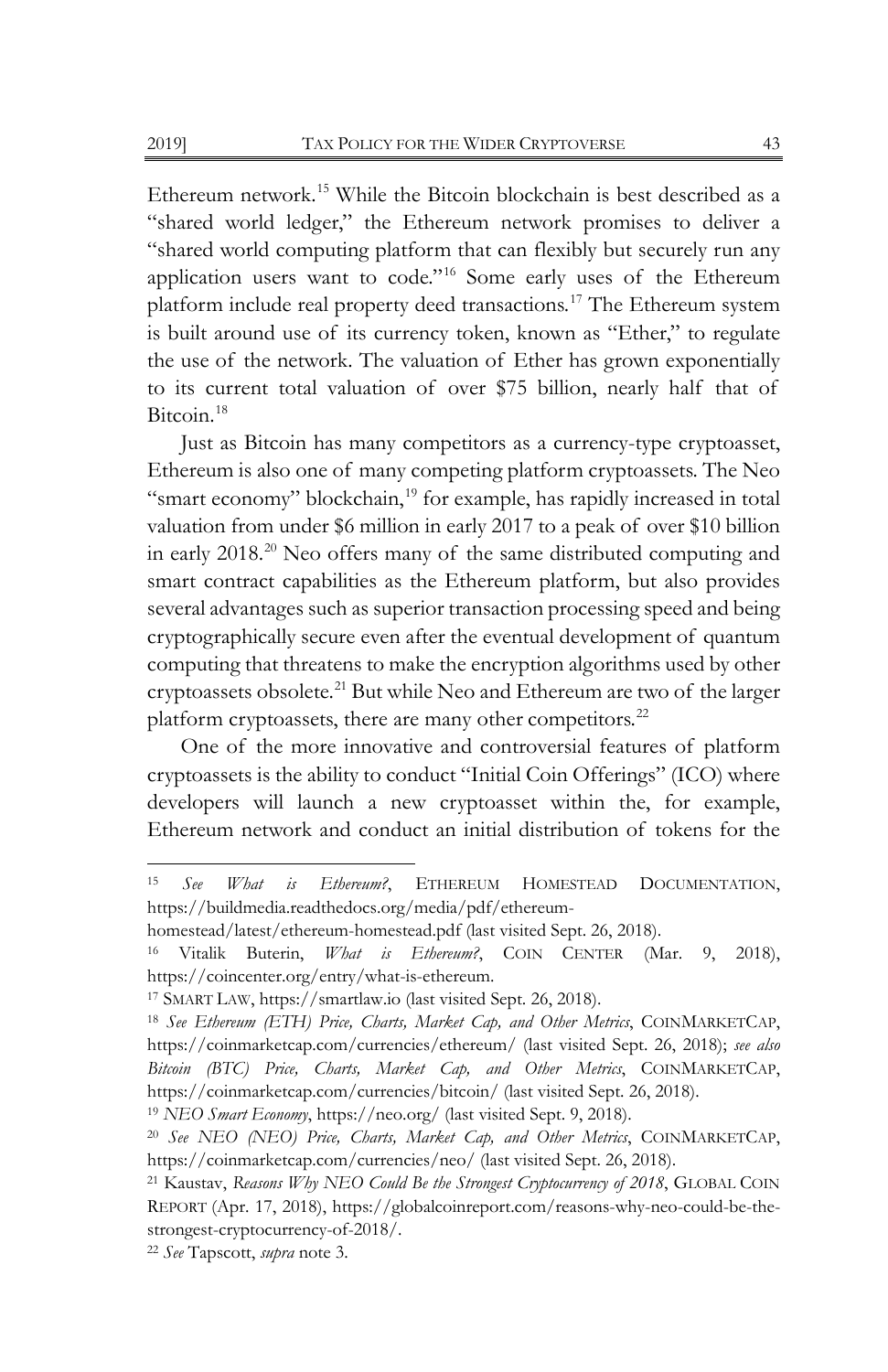Ethereum network.[15] While the Bitcoin blockchain is best described as a "shared world ledger," the Ethereum network promises to deliver a "shared world computing platform that can flexibly but securely run any application users want to code."[16] Some early uses of the Ethereum platform include real property deed transactions.[17] The Ethereum system is built around use of its currency token, known as "Ether," to regulate the use of the network. The valuation of Ether has grown exponentially to its current total valuation of over $75 billion, nearly half that of Bitcoin.[18]

Just as Bitcoin has many competitors as a currency-type cryptoasset, Ethereum is also one of many competing platform cryptoassets. The Neo "smart economy" blockchain,[19] for example, has rapidly increased in total valuation from under $6 million in early 2017 to a peak of over $10 billion in early 2018.[20] Neo offers many of the same distributed computing and smart contract capabilities as the Ethereum platform, but also provides several advantages such as superior transaction processing speed and being cryptographically secure even after the eventual development of quantum computing that threatens to make the encryption algorithms used by other cryptoassets obsolete.[21] But while Neo and Ethereum are two of the larger platform cryptoassets, there are many other competitors.[22]

One of the more innovative and controversial features of platform cryptoassets is the ability to conduct "Initial Coin Offerings" (ICO) where developers will launch a new cryptoasset within the, for example, Ethereum network and conduct an initial distribution of tokens for the

---

[15] *See What is Ethereum?*, ETHEREUM HOMESTEAD DOCUMENTATION, https://buildmedia.readthedocs.org/media/pdf/ethereum-homestead/latest/ethereum-homestead.pdf (last visited Sept. 26, 2018).

[16] Vitalik Buterin, *What is Ethereum?*, COIN CENTER (Mar. 9, 2018), https://coincenter.org/entry/what-is-ethereum.

[17] SMART LAW, https://smartlaw.io (last visited Sept. 26, 2018).

[18] *See Ethereum (ETH) Price, Charts, Market Cap, and Other Metrics*, COINMARKETCAP, https://coinmarketcap.com/currencies/ethereum/ (last visited Sept. 26, 2018); *see also Bitcoin (BTC) Price, Charts, Market Cap, and Other Metrics*, COINMARKETCAP, https://coinmarketcap.com/currencies/bitcoin/ (last visited Sept. 26, 2018).

[19] *NEO Smart Economy*, https://neo.org/ (last visited Sept. 9, 2018).

[20] *See NEO (NEO) Price, Charts, Market Cap, and Other Metrics*, COINMARKETCAP, https://coinmarketcap.com/currencies/neo/ (last visited Sept. 26, 2018).

[21] Kaustav, *Reasons Why NEO Could Be the Strongest Cryptocurrency of 2018*, GLOBAL COIN REPORT (Apr. 17, 2018), https://globalcoinreport.com/reasons-why-neo-could-be-the-strongest-cryptocurrency-of-2018/.

[22] *See* Tapscott, *supra* note 3.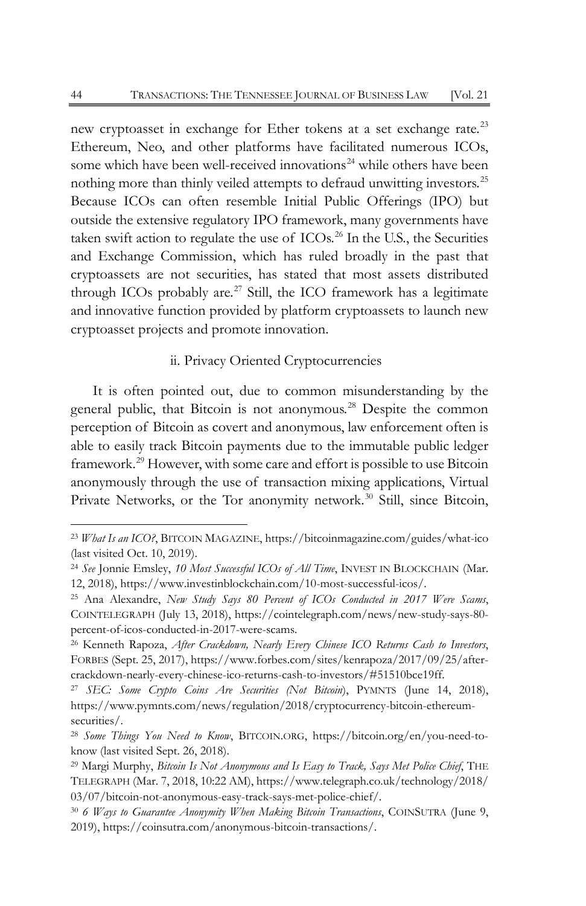new cryptoasset in exchange for Ether tokens at a set exchange rate.[23] Ethereum, Neo, and other platforms have facilitated numerous ICOs, some which have been well-received innovations[24] while others have been nothing more than thinly veiled attempts to defraud unwitting investors.[25] Because ICOs can often resemble Initial Public Offerings (IPO) but outside the extensive regulatory IPO framework, many governments have taken swift action to regulate the use of ICOs.[26] In the U.S., the Securities and Exchange Commission, which has ruled broadly in the past that cryptoassets are not securities, has stated that most assets distributed through ICOs probably are.[27] Still, the ICO framework has a legitimate and innovative function provided by platform cryptoassets to launch new cryptoasset projects and promote innovation.

### ii. Privacy Oriented Cryptocurrencies

It is often pointed out, due to common misunderstanding by the general public, that Bitcoin is not anonymous.[28] Despite the common perception of Bitcoin as covert and anonymous, law enforcement often is able to easily track Bitcoin payments due to the immutable public ledger framework.[29] However, with some care and effort is possible to use Bitcoin anonymously through the use of transaction mixing applications, Virtual Private Networks, or the Tor anonymity network.[30] Still, since Bitcoin,

---

[23] *What Is an ICO?*, BITCOIN MAGAZINE, https://bitcoinmagazine.com/guides/what-ico (last visited Oct. 10, 2019).

[24] *See* Jonnie Emsley, *10 Most Successful ICOs of All Time*, INVEST IN BLOCKCHAIN (Mar. 12, 2018), https://www.investinblockchain.com/10-most-successful-icos/.

[25] Ana Alexandre, *New Study Says 80 Percent of ICOs Conducted in 2017 Were Scams*, COINTELEGRAPH (July 13, 2018), https://cointelegraph.com/news/new-study-says-80-percent-of-icos-conducted-in-2017-were-scams.

[26] Kenneth Rapoza, *After Crackdown, Nearly Every Chinese ICO Returns Cash to Investors*, FORBES (Sept. 25, 2017), https://www.forbes.com/sites/kenrapoza/2017/09/25/after-crackdown-nearly-every-chinese-ico-returns-cash-to-investors/#51510bce19ff.

[27] *SEC: Some Crypto Coins Are Securities (Not Bitcoin)*, PYMNTS (June 14, 2018), https://www.pymnts.com/news/regulation/2018/cryptocurrency-bitcoin-ethereum-securities/.

[28] *Some Things You Need to Know*, BITCOIN.ORG, https://bitcoin.org/en/you-need-to-know (last visited Sept. 26, 2018).

[29] Margi Murphy, *Bitcoin Is Not Anonymous and Is Easy to Track, Says Met Police Chief*, THE TELEGRAPH (Mar. 7, 2018, 10:22 AM), https://www.telegraph.co.uk/technology/2018/03/07/bitcoin-not-anonymous-easy-track-says-met-police-chief/.

[30] *6 Ways to Guarantee Anonymity When Making Bitcoin Transactions*, COINSUTRA (June 9, 2019), https://coinsutra.com/anonymous-bitcoin-transactions/.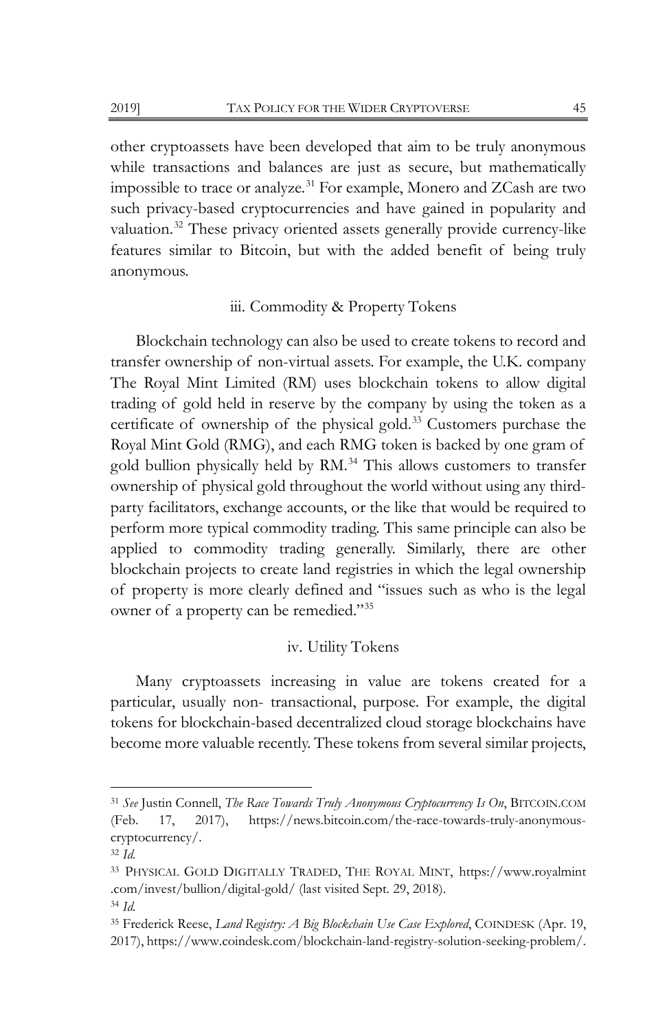other cryptoassets have been developed that aim to be truly anonymous while transactions and balances are just as secure, but mathematically impossible to trace or analyze.[31] For example, Monero and ZCash are two such privacy-based cryptocurrencies and have gained in popularity and valuation.[32] These privacy oriented assets generally provide currency-like features similar to Bitcoin, but with the added benefit of being truly anonymous.

### iii. Commodity & Property Tokens

Blockchain technology can also be used to create tokens to record and transfer ownership of non-virtual assets. For example, the U.K. company The Royal Mint Limited (RM) uses blockchain tokens to allow digital trading of gold held in reserve by the company by using the token as a certificate of ownership of the physical gold.[33] Customers purchase the Royal Mint Gold (RMG), and each RMG token is backed by one gram of gold bullion physically held by RM.[34] This allows customers to transfer ownership of physical gold throughout the world without using any third-party facilitators, exchange accounts, or the like that would be required to perform more typical commodity trading. This same principle can also be applied to commodity trading generally. Similarly, there are other blockchain projects to create land registries in which the legal ownership of property is more clearly defined and "issues such as who is the legal owner of a property can be remedied."[35]

### iv. Utility Tokens

Many cryptoassets increasing in value are tokens created for a particular, usually non- transactional, purpose. For example, the digital tokens for blockchain-based decentralized cloud storage blockchains have become more valuable recently. These tokens from several similar projects,

---

[31] *See* Justin Connell, *The Race Towards Truly Anonymous Cryptocurrency Is On*, BITCOIN.COM (Feb. 17, 2017), https://news.bitcoin.com/the-race-towards-truly-anonymous-cryptocurrency/.

[32] *Id.*

[33] PHYSICAL GOLD DIGITALLY TRADED, THE ROYAL MINT, https://www.royalmint.com/invest/bullion/digital-gold/ (last visited Sept. 29, 2018).

[34] *Id.*

[35] Frederick Reese, *Land Registry: A Big Blockchain Use Case Explored*, COINDESK (Apr. 19, 2017), https://www.coindesk.com/blockchain-land-registry-solution-seeking-problem/.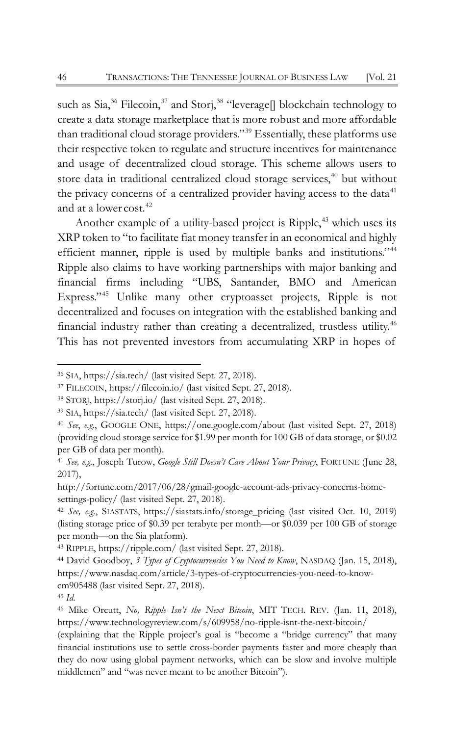such as Sia,[36] Filecoin,[37] and Storj,[38] "leverage[] blockchain technology to create a data storage marketplace that is more robust and more affordable than traditional cloud storage providers."[39] Essentially, these platforms use their respective token to regulate and structure incentives for maintenance and usage of decentralized cloud storage. This scheme allows users to store data in traditional centralized cloud storage services,[40] but without the privacy concerns of a centralized provider having access to the data[41] and at a lower cost.[42]

Another example of a utility-based project is Ripple,[43] which uses its XRP token to "to facilitate fiat money transfer in an economical and highly efficient manner, ripple is used by multiple banks and institutions."[44] Ripple also claims to have working partnerships with major banking and financial firms including "UBS, Santander, BMO and American Express."[45] Unlike many other cryptoasset projects, Ripple is not decentralized and focuses on integration with the established banking and financial industry rather than creating a decentralized, trustless utility.[46] This has not prevented investors from accumulating XRP in hopes of

---

[36] SIA, https://sia.tech/ (last visited Sept. 27, 2018).

[37] FILECOIN, https://filecoin.io/ (last visited Sept. 27, 2018).

[38] STORJ, https://storj.io/ (last visited Sept. 27, 2018).

[39] SIA, https://sia.tech/ (last visited Sept. 27, 2018).

[40] *See*, *e.g.*, GOOGLE ONE, https://one.google.com/about (last visited Sept. 27, 2018) (providing cloud storage service for $1.99 per month for 100 GB of data storage, or $0.02 per GB of data per month).

[41] *See, e.g.*, Joseph Turow, *Google Still Doesn't Care About Your Privacy*, FORTUNE (June 28, 2017), http://fortune.com/2017/06/28/gmail-google-account-ads-privacy-concerns-home-settings-policy/ (last visited Sept. 27, 2018).

[42] *See, e.g.*, SIASTATS, https://siastats.info/storage_pricing (last visited Oct. 10, 2019) (listing storage price of $0.39 per terabyte per month—or $0.039 per 100 GB of storage per month—on the Sia platform).

[43] RIPPLE, https://ripple.com/ (last visited Sept. 27, 2018).

[44] David Goodboy, *3 Types of Cryptocurrencies You Need to Know*, NASDAQ (Jan. 15, 2018), https://www.nasdaq.com/article/3-types-of-cryptocurrencies-you-need-to-know-cm905488 (last visited Sept. 27, 2018).

[45] *Id.*

[46] Mike Orcutt, *No, Ripple Isn't the Next Bitcoin*, MIT TECH. REV. (Jan. 11, 2018), https://www.technologyreview.com/s/609958/no-ripple-isnt-the-next-bitcoin/ (explaining that the Ripple project's goal is "become a "bridge currency" that many financial institutions use to settle cross-border payments faster and more cheaply than they do now using global payment networks, which can be slow and involve multiple middlemen" and "was never meant to be another Bitcoin").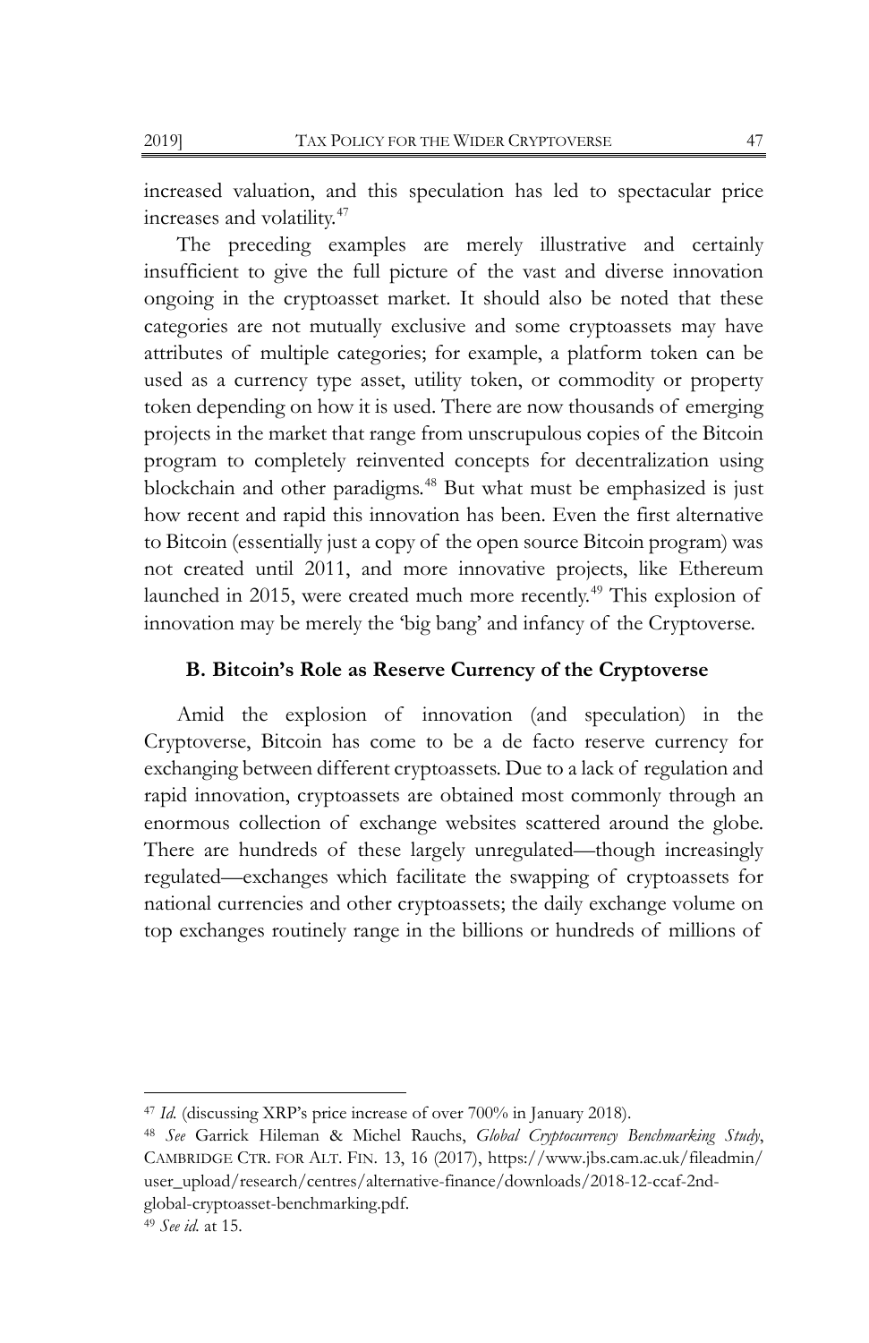increased valuation, and this speculation has led to spectacular price increases and volatility.[47]

The preceding examples are merely illustrative and certainly insufficient to give the full picture of the vast and diverse innovation ongoing in the cryptoasset market. It should also be noted that these categories are not mutually exclusive and some cryptoassets may have attributes of multiple categories; for example, a platform token can be used as a currency type asset, utility token, or commodity or property token depending on how it is used. There are now thousands of emerging projects in the market that range from unscrupulous copies of the Bitcoin program to completely reinvented concepts for decentralization using blockchain and other paradigms.[48] But what must be emphasized is just how recent and rapid this innovation has been. Even the first alternative to Bitcoin (essentially just a copy of the open source Bitcoin program) was not created until 2011, and more innovative projects, like Ethereum launched in 2015, were created much more recently.[49] This explosion of innovation may be merely the 'big bang' and infancy of the Cryptoverse.

### B. Bitcoin's Role as Reserve Currency of the Cryptoverse

Amid the explosion of innovation (and speculation) in the Cryptoverse, Bitcoin has come to be a de facto reserve currency for exchanging between different cryptoassets. Due to a lack of regulation and rapid innovation, cryptoassets are obtained most commonly through an enormous collection of exchange websites scattered around the globe. There are hundreds of these largely unregulated—though increasingly regulated—exchanges which facilitate the swapping of cryptoassets for national currencies and other cryptoassets; the daily exchange volume on top exchanges routinely range in the billions or hundreds of millions of

---

[47] *Id.* (discussing XRP's price increase of over 700% in January 2018).

[48] *See* Garrick Hileman & Michel Rauchs, *Global Cryptocurrency Benchmarking Study*, CAMBRIDGE CTR. FOR ALT. FIN. 13, 16 (2017), https://www.jbs.cam.ac.uk/fileadmin/user_upload/research/centres/alternative-finance/downloads/2018-12-ccaf-2nd-global-cryptoasset-benchmarking.pdf.

[49] *See id.* at 15.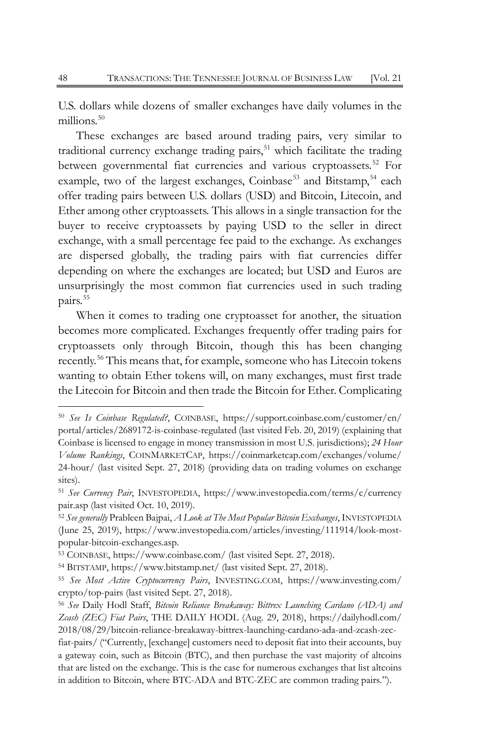U.S. dollars while dozens of smaller exchanges have daily volumes in the millions.[50]

These exchanges are based around trading pairs, very similar to traditional currency exchange trading pairs,[51] which facilitate the trading between governmental fiat currencies and various cryptoassets.[52] For example, two of the largest exchanges, Coinbase[53] and Bitstamp,[54] each offer trading pairs between U.S. dollars (USD) and Bitcoin, Litecoin, and Ether among other cryptoassets. This allows in a single transaction for the buyer to receive cryptoassets by paying USD to the seller in direct exchange, with a small percentage fee paid to the exchange. As exchanges are dispersed globally, the trading pairs with fiat currencies differ depending on where the exchanges are located; but USD and Euros are unsurprisingly the most common fiat currencies used in such trading pairs.[55]

When it comes to trading one cryptoasset for another, the situation becomes more complicated. Exchanges frequently offer trading pairs for cryptoassets only through Bitcoin, though this has been changing recently.[56] This means that, for example, someone who has Litecoin tokens wanting to obtain Ether tokens will, on many exchanges, must first trade the Litecoin for Bitcoin and then trade the Bitcoin for Ether. Complicating

---

[50] *See Is Coinbase Regulated?*, COINBASE, https://support.coinbase.com/customer/en/portal/articles/2689172-is-coinbase-regulated (last visited Feb. 20, 2019) (explaining that Coinbase is licensed to engage in money transmission in most U.S. jurisdictions); *24 Hour Volume Rankings*, COINMARKETCAP, https://coinmarketcap.com/exchanges/volume/24-hour/ (last visited Sept. 27, 2018) (providing data on trading volumes on exchange sites).

[51] *See Currency Pair*, INVESTOPEDIA, https://www.investopedia.com/terms/c/currencypair.asp (last visited Oct. 10, 2019).

[52] *See generally* Prableen Bajpai, *A Look at The Most Popular Bitcoin Exchanges*, INVESTOPEDIA (June 25, 2019), https://www.investopedia.com/articles/investing/111914/look-most-popular-bitcoin-exchanges.asp.

[53] COINBASE, https://www.coinbase.com/ (last visited Sept. 27, 2018).

[54] BITSTAMP, https://www.bitstamp.net/ (last visited Sept. 27, 2018).

[55] *See Most Active Cryptocurrency Pairs*, INVESTING.COM, https://www.investing.com/crypto/top-pairs (last visited Sept. 27, 2018).

[56] *See* Daily Hodl Staff, *Bitcoin Reliance Breakaway: Bittrex Launching Cardano (ADA) and Zcash (ZEC) Fiat Pairs*, THE DAILY HODL (Aug. 29, 2018), https://dailyhodl.com/2018/08/29/bitcoin-reliance-breakaway-bittrex-launching-cardano-ada-and-zcash-zec-fiat-pairs/ ("Currently, [exchange] customers need to deposit fiat into their accounts, buy a gateway coin, such as Bitcoin (BTC), and then purchase the vast majority of altcoins that are listed on the exchange. This is the case for numerous exchanges that list altcoins in addition to Bitcoin, where BTC-ADA and BTC-ZEC are common trading pairs.").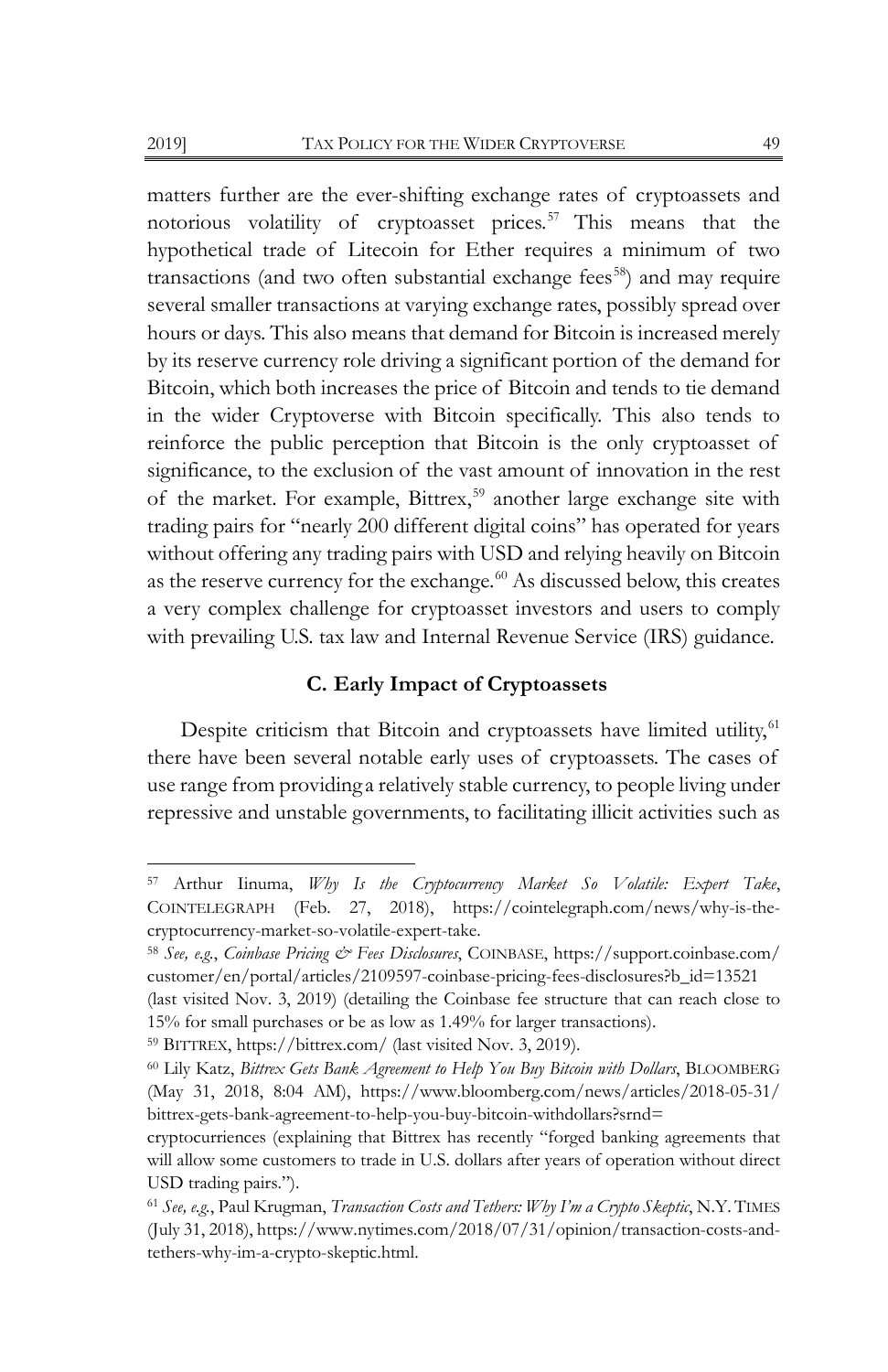matters further are the ever-shifting exchange rates of cryptoassets and notorious volatility of cryptoasset prices.[57] This means that the hypothetical trade of Litecoin for Ether requires a minimum of two transactions (and two often substantial exchange fees[58]) and may require several smaller transactions at varying exchange rates, possibly spread over hours or days. This also means that demand for Bitcoin is increased merely by its reserve currency role driving a significant portion of the demand for Bitcoin, which both increases the price of Bitcoin and tends to tie demand in the wider Cryptoverse with Bitcoin specifically. This also tends to reinforce the public perception that Bitcoin is the only cryptoasset of significance, to the exclusion of the vast amount of innovation in the rest of the market. For example, Bittrex,[59] another large exchange site with trading pairs for "nearly 200 different digital coins" has operated for years without offering any trading pairs with USD and relying heavily on Bitcoin as the reserve currency for the exchange.[60] As discussed below, this creates a very complex challenge for cryptoasset investors and users to comply with prevailing U.S. tax law and Internal Revenue Service (IRS) guidance.

### C. Early Impact of Cryptoassets

Despite criticism that Bitcoin and cryptoassets have limited utility,[61] there have been several notable early uses of cryptoassets. The cases of use range from providing a relatively stable currency, to people living under repressive and unstable governments, to facilitating illicit activities such as

---

[57] Arthur Iinuma, *Why Is the Cryptocurrency Market So Volatile: Expert Take*, COINTELEGRAPH (Feb. 27, 2018), https://cointelegraph.com/news/why-is-the-cryptocurrency-market-so-volatile-expert-take.

[58] *See, e.g.*, *Coinbase Pricing & Fees Disclosures*, COINBASE, https://support.coinbase.com/customer/en/portal/articles/2109597-coinbase-pricing-fees-disclosures?b_id=13521 (last visited Nov. 3, 2019) (detailing the Coinbase fee structure that can reach close to 15% for small purchases or be as low as 1.49% for larger transactions).

[59] BITTREX, https://bittrex.com/ (last visited Nov. 3, 2019).

[60] Lily Katz, *Bittrex Gets Bank Agreement to Help You Buy Bitcoin with Dollars*, BLOOMBERG (May 31, 2018, 8:04 AM), https://www.bloomberg.com/news/articles/2018-05-31/bittrex-gets-bank-agreement-to-help-you-buy-bitcoin-withdollars?srnd=cryptocurriences (explaining that Bittrex has recently "forged banking agreements that will allow some customers to trade in U.S. dollars after years of operation without direct USD trading pairs.").

[61] *See, e.g.*, Paul Krugman, *Transaction Costs and Tethers: Why I'm a Crypto Skeptic*, N.Y. TIMES (July 31, 2018), https://www.nytimes.com/2018/07/31/opinion/transaction-costs-and-tethers-why-im-a-crypto-skeptic.html.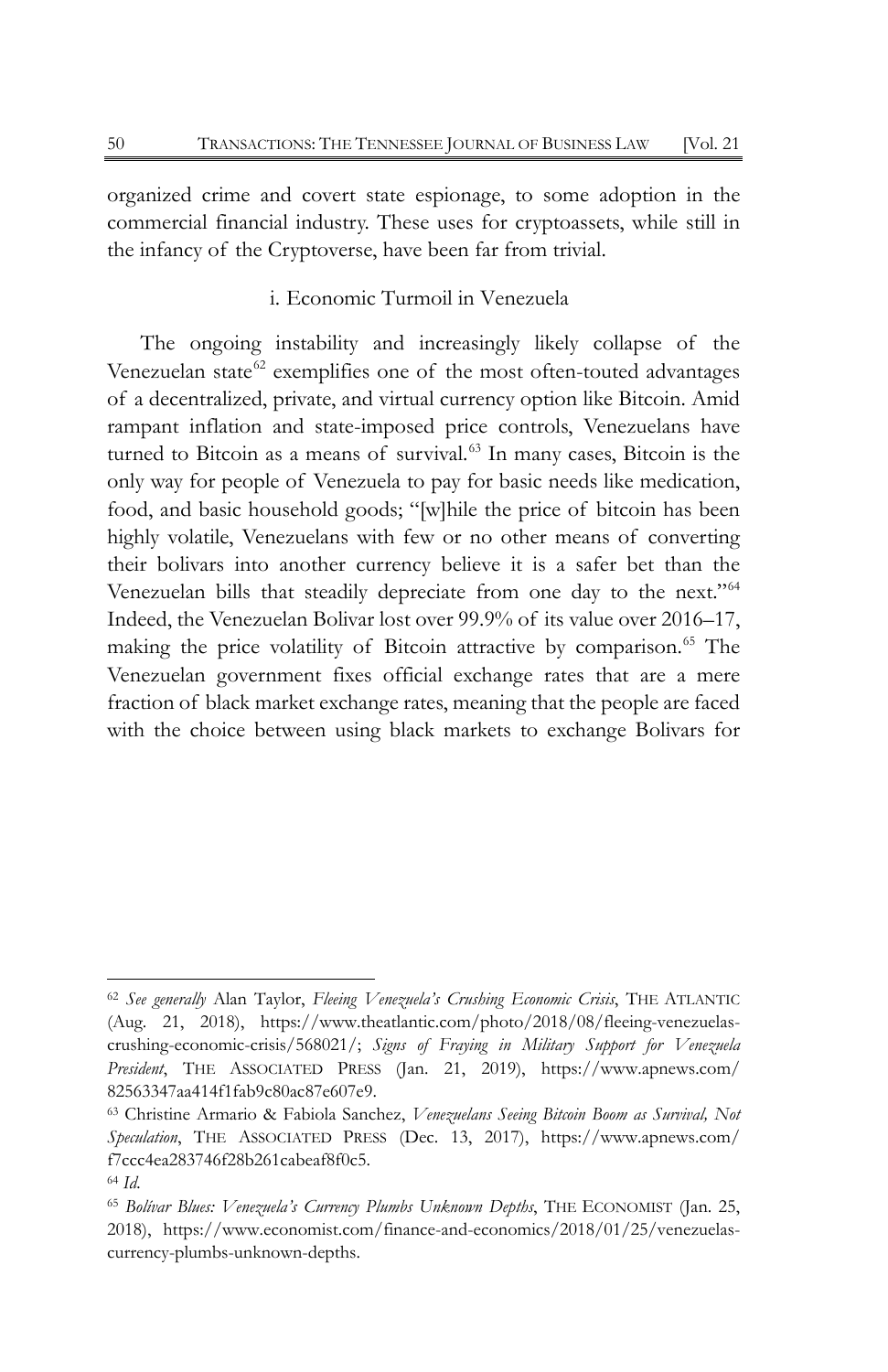organized crime and covert state espionage, to some adoption in the commercial financial industry. These uses for cryptoassets, while still in the infancy of the Cryptoverse, have been far from trivial.

### i. Economic Turmoil in Venezuela

The ongoing instability and increasingly likely collapse of the Venezuelan state[62] exemplifies one of the most often-touted advantages of a decentralized, private, and virtual currency option like Bitcoin. Amid rampant inflation and state-imposed price controls, Venezuelans have turned to Bitcoin as a means of survival.[63] In many cases, Bitcoin is the only way for people of Venezuela to pay for basic needs like medication, food, and basic household goods; "[w]hile the price of bitcoin has been highly volatile, Venezuelans with few or no other means of converting their bolivars into another currency believe it is a safer bet than the Venezuelan bills that steadily depreciate from one day to the next."[64] Indeed, the Venezuelan Bolivar lost over 99.9% of its value over 2016–17, making the price volatility of Bitcoin attractive by comparison.[65] The Venezuelan government fixes official exchange rates that are a mere fraction of black market exchange rates, meaning that the people are faced with the choice between using black markets to exchange Bolivars for

---

[62] *See generally* Alan Taylor, *Fleeing Venezuela's Crushing Economic Crisis*, THE ATLANTIC (Aug. 21, 2018), https://www.theatlantic.com/photo/2018/08/fleeing-venezuelas-crushing-economic-crisis/568021/; *Signs of Fraying in Military Support for Venezuela President*, THE ASSOCIATED PRESS (Jan. 21, 2019), https://www.apnews.com/82563347aa414f1fab9c80ac87e607e9.

[63] Christine Armario & Fabiola Sanchez, *Venezuelans Seeing Bitcoin Boom as Survival, Not Speculation*, THE ASSOCIATED PRESS (Dec. 13, 2017), https://www.apnews.com/f7ccc4ea283746f28b261cabeaf8f0c5.

[64] *Id.*

[65] *Bolivar Blues: Venezuela's Currency Plumbs Unknown Depths*, THE ECONOMIST (Jan. 25, 2018), https://www.economist.com/finance-and-economics/2018/01/25/venezuelas-currency-plumbs-unknown-depths.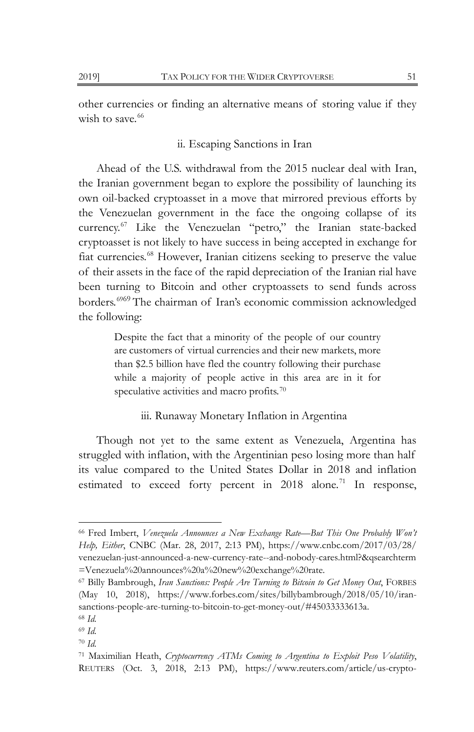other currencies or finding an alternative means of storing value if they wish to save.[66]

### ii. Escaping Sanctions in Iran

Ahead of the U.S. withdrawal from the 2015 nuclear deal with Iran, the Iranian government began to explore the possibility of launching its own oil-backed cryptoasset in a move that mirrored previous efforts by the Venezuelan government in the face the ongoing collapse of its currency.[67] Like the Venezuelan "petro," the Iranian state-backed cryptoasset is not likely to have success in being accepted in exchange for fiat currencies.[68] However, Iranian citizens seeking to preserve the value of their assets in the face of the rapid depreciation of the Iranian rial have been turning to Bitcoin and other cryptoassets to send funds across borders.[69][69] The chairman of Iran's economic commission acknowledged the following:

> Despite the fact that a minority of the people of our country are customers of virtual currencies and their new markets, more than $2.5 billion have fled the country following their purchase while a majority of people active in this area are in it for speculative activities and macro profits.[70]

### iii. Runaway Monetary Inflation in Argentina

Though not yet to the same extent as Venezuela, Argentina has struggled with inflation, with the Argentinian peso losing more than half its value compared to the United States Dollar in 2018 and inflation estimated to exceed forty percent in 2018 alone.[71] In response,

---

[66] Fred Imbert, *Venezuela Announces a New Exchange Rate—But This One Probably Won't Help, Either*, CNBC (Mar. 28, 2017, 2:13 PM), https://www.cnbc.com/2017/03/28/venezuelan-just-announced-a-new-currency-rate--and-nobody-cares.html?&qsearchterm=Venezuela%20announces%20a%20new%20exchange%20rate.

[67] Billy Bambrough, *Iran Sanctions: People Are Turning to Bitcoin to Get Money Out*, FORBES (May 10, 2018), https://www.forbes.com/sites/billybambrough/2018/05/10/iran-sanctions-people-are-turning-to-bitcoin-to-get-money-out/#45033333613a.

[68] *Id.*

[69] *Id.*

[70] *Id.*

[71] Maximilian Heath, *Cryptocurrency ATMs Coming to Argentina to Exploit Peso Volatility*, REUTERS (Oct. 3, 2018, 2:13 PM), https://www.reuters.com/article/us-crypto-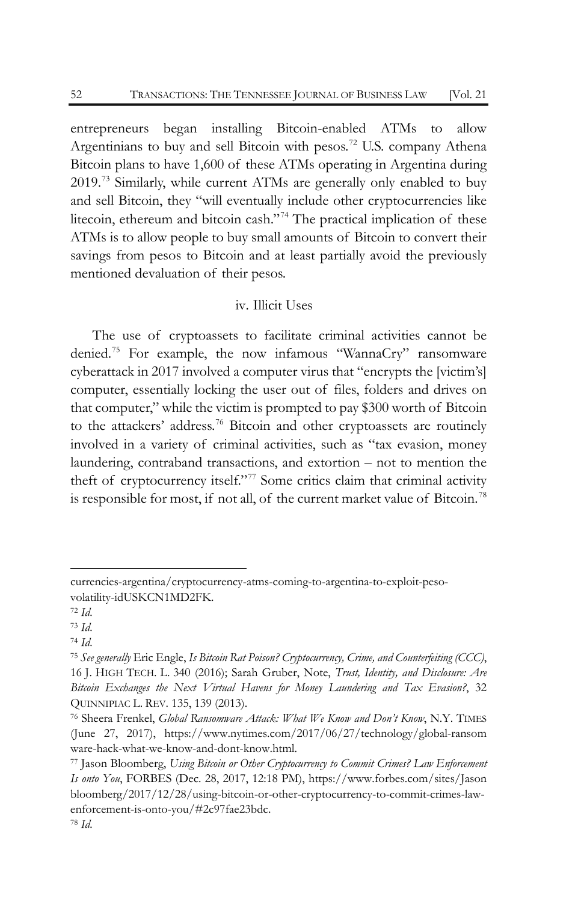entrepreneurs began installing Bitcoin-enabled ATMs to allow Argentinians to buy and sell Bitcoin with pesos.[72] U.S. company Athena Bitcoin plans to have 1,600 of these ATMs operating in Argentina during 2019.[73] Similarly, while current ATMs are generally only enabled to buy and sell Bitcoin, they "will eventually include other cryptocurrencies like litecoin, ethereum and bitcoin cash."[74] The practical implication of these ATMs is to allow people to buy small amounts of Bitcoin to convert their savings from pesos to Bitcoin and at least partially avoid the previously mentioned devaluation of their pesos.

### iv. Illicit Uses

The use of cryptoassets to facilitate criminal activities cannot be denied.[75] For example, the now infamous "WannaCry" ransomware cyberattack in 2017 involved a computer virus that "encrypts the [victim's] computer, essentially locking the user out of files, folders and drives on that computer," while the victim is prompted to pay $300 worth of Bitcoin to the attackers' address.[76] Bitcoin and other cryptoassets are routinely involved in a variety of criminal activities, such as "tax evasion, money laundering, contraband transactions, and extortion – not to mention the theft of cryptocurrency itself."[77] Some critics claim that criminal activity is responsible for most, if not all, of the current market value of Bitcoin.[78]

---

currencies-argentina/cryptocurrency-atms-coming-to-argentina-to-exploit-peso-volatility-idUSKCN1MD2FK.

[72] *Id.*

[73] *Id.*

[74] *Id.*

[75] *See generally* Eric Engle, *Is Bitcoin Rat Poison? Cryptocurrency, Crime, and Counterfeiting (CCC)*, 16 J. HIGH TECH. L. 340 (2016); Sarah Gruber, Note, *Trust, Identity, and Disclosure: Are Bitcoin Exchanges the Next Virtual Havens for Money Laundering and Tax Evasion?*, 32 QUINNIPIAC L. REV. 135, 139 (2013).

[76] Sheera Frenkel, *Global Ransomware Attack: What We Know and Don't Know*, N.Y. TIMES (June 27, 2017), https://www.nytimes.com/2017/06/27/technology/global-ransomware-hack-what-we-know-and-dont-know.html.

[77] Jason Bloomberg, *Using Bitcoin or Other Cryptocurrency to Commit Crimes? Law Enforcement Is onto You*, FORBES (Dec. 28, 2017, 12:18 PM), https://www.forbes.com/sites/Jasonbloomberg/2017/12/28/using-bitcoin-or-other-cryptocurrency-to-commit-crimes-law-enforcement-is-onto-you/#2c97fae23bdc.

[78] *Id.*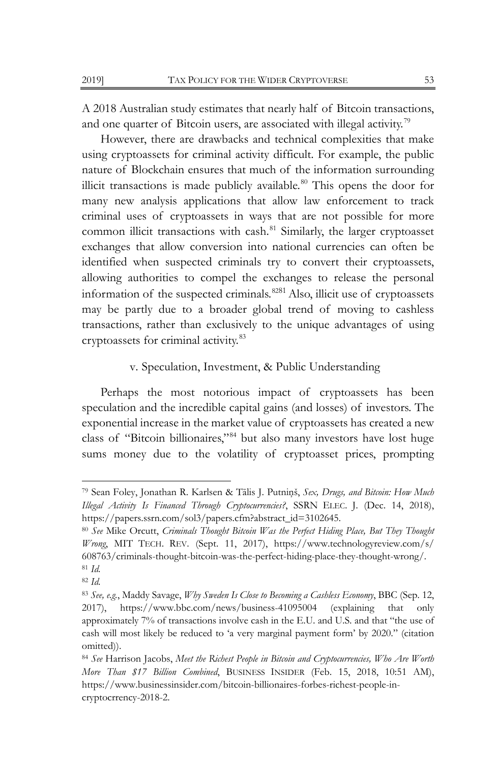A 2018 Australian study estimates that nearly half of Bitcoin transactions, and one quarter of Bitcoin users, are associated with illegal activity.[79]

However, there are drawbacks and technical complexities that make using cryptoassets for criminal activity difficult. For example, the public nature of Blockchain ensures that much of the information surrounding illicit transactions is made publicly available.[80] This opens the door for many new analysis applications that allow law enforcement to track criminal uses of cryptoassets in ways that are not possible for more common illicit transactions with cash.[81] Similarly, the larger cryptoasset exchanges that allow conversion into national currencies can often be identified when suspected criminals try to convert their cryptoassets, allowing authorities to compel the exchanges to release the personal information of the suspected criminals.[8281] Also, illicit use of cryptoassets may be partly due to a broader global trend of moving to cashless transactions, rather than exclusively to the unique advantages of using cryptoassets for criminal activity.[83]

### v. Speculation, Investment, & Public Understanding

Perhaps the most notorious impact of cryptoassets has been speculation and the incredible capital gains (and losses) of investors. The exponential increase in the market value of cryptoassets has created a new class of "Bitcoin billionaires,"[84] but also many investors have lost huge sums money due to the volatility of cryptoasset prices, prompting

---

[79] Sean Foley, Jonathan R. Karlsen & Tālis J. Putniņš, *Sex, Drugs, and Bitcoin: How Much Illegal Activity Is Financed Through Cryptocurrencies?*, SSRN ELEC. J. (Dec. 14, 2018), https://papers.ssrn.com/sol3/papers.cfm?abstract_id=3102645.

[80] *See* Mike Orcutt, *Criminals Thought Bitcoin Was the Perfect Hiding Place, But They Thought Wrong*, MIT TECH. REV. (Sept. 11, 2017), https://www.technologyreview.com/s/608763/criminals-thought-bitcoin-was-the-perfect-hiding-place-they-thought-wrong/.

[81] *Id.*

[82] *Id.*

[83] *See, e.g.*, Maddy Savage, *Why Sweden Is Close to Becoming a Cashless Economy*, BBC (Sep. 12, 2017), https://www.bbc.com/news/business-41095004 (explaining that only approximately 7% of transactions involve cash in the E.U. and U.S. and that "the use of cash will most likely be reduced to 'a very marginal payment form' by 2020." (citation omitted)).

[84] *See* Harrison Jacobs, *Meet the Richest People in Bitcoin and Cryptocurrencies, Who Are Worth More Than $17 Billion Combined*, BUSINESS INSIDER (Feb. 15, 2018, 10:51 AM), https://www.businessinsider.com/bitcoin-billionaires-forbes-richest-people-in-cryptocrrency-2018-2.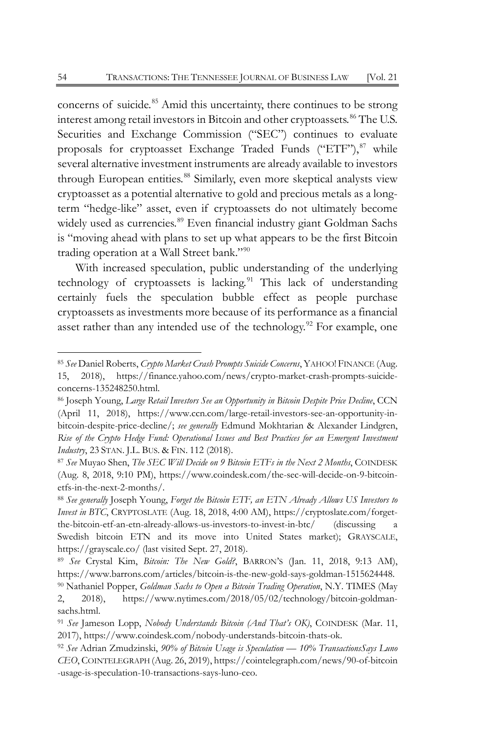concerns of suicide.[85] Amid this uncertainty, there continues to be strong interest among retail investors in Bitcoin and other cryptoassets.[86] The U.S. Securities and Exchange Commission ("SEC") continues to evaluate proposals for cryptoasset Exchange Traded Funds ("ETF"),[87] while several alternative investment instruments are already available to investors through European entities.[88] Similarly, even more skeptical analysts view cryptoasset as a potential alternative to gold and precious metals as a long-term "hedge-like" asset, even if cryptoassets do not ultimately become widely used as currencies.[89] Even financial industry giant Goldman Sachs is "moving ahead with plans to set up what appears to be the first Bitcoin trading operation at a Wall Street bank."[90]

With increased speculation, public understanding of the underlying technology of cryptoassets is lacking.[91] This lack of understanding certainly fuels the speculation bubble effect as people purchase cryptoassets as investments more because of its performance as a financial asset rather than any intended use of the technology.[92] For example, one

---

[85] *See* Daniel Roberts, *Crypto Market Crash Prompts Suicide Concerns*, YAHOO! FINANCE (Aug. 15, 2018), https://finance.yahoo.com/news/crypto-market-crash-prompts-suicide-concerns-135248250.html.

[86] Joseph Young, *Large Retail Investors See an Opportunity in Bitcoin Despite Price Decline*, CCN (April 11, 2018), https://www.ccn.com/large-retail-investors-see-an-opportunity-in-bitcoin-despite-price-decline/; *see generally* Edmund Mokhtarian & Alexander Lindgren, *Rise of the Crypto Hedge Fund: Operational Issues and Best Practices for an Emergent Investment Industry*, 23 STAN. J.L. BUS. & FIN. 112 (2018).

[87] *See* Muyao Shen, *The SEC Will Decide on 9 Bitcoin ETFs in the Next 2 Months*, COINDESK (Aug. 8, 2018, 9:10 PM), https://www.coindesk.com/the-sec-will-decide-on-9-bitcoin-etfs-in-the-next-2-months/.

[88] *See generally* Joseph Young, *Forget the Bitcoin ETF, an ETN Already Allows US Investors to Invest in BTC*, CRYPTOSLATE (Aug. 18, 2018, 4:00 AM), https://cryptoslate.com/forget-the-bitcoin-etf-an-etn-already-allows-us-investors-to-invest-in-btc/ (discussing a Swedish bitcoin ETN and its move into United States market); GRAYSCALE, https://grayscale.co/ (last visited Sept. 27, 2018).

[89] *See* Crystal Kim, *Bitcoin: The New Gold?*, BARRON'S (Jan. 11, 2018, 9:13 AM), https://www.barrons.com/articles/bitcoin-is-the-new-gold-says-goldman-1515624448.

[90] Nathaniel Popper, *Goldman Sachs to Open a Bitcoin Trading Operation*, N.Y. TIMES (May 2, 2018), https://www.nytimes.com/2018/05/02/technology/bitcoin-goldman-sachs.html.

[91] *See* Jameson Lopp, *Nobody Understands Bitcoin (And That's OK)*, COINDESK (Mar. 11, 2017), https://www.coindesk.com/nobody-understands-bitcoin-thats-ok.

[92] *See* Adrian Zmudzinski, *90% of Bitcoin Usage is Speculation — 10% TransactionsSays Luno CEO*, COINTELEGRAPH (Aug. 26, 2019), https://cointelegraph.com/news/90-of-bitcoin-usage-is-speculation-10-transactions-says-luno-ceo.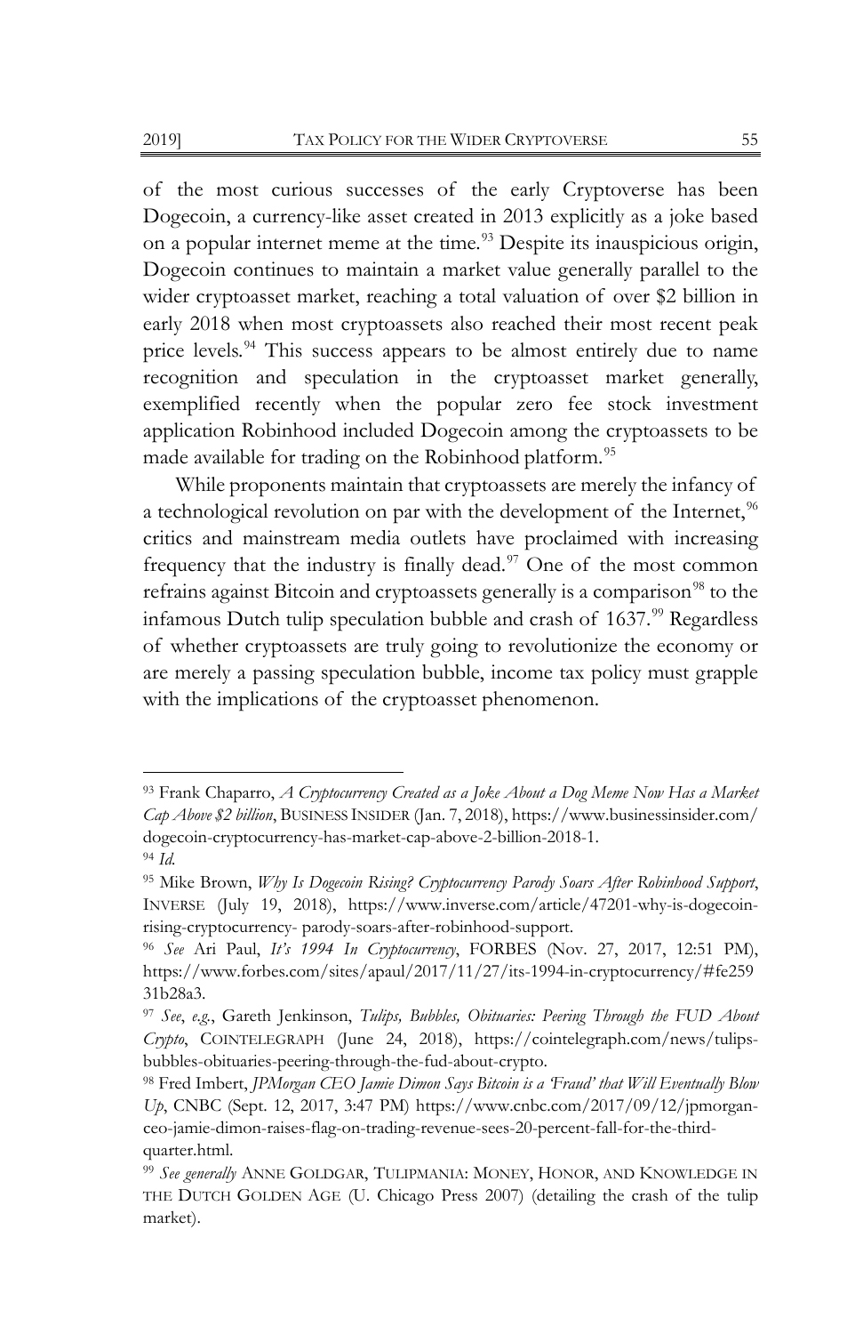of the most curious successes of the early Cryptoverse has been Dogecoin, a currency-like asset created in 2013 explicitly as a joke based on a popular internet meme at the time.[93] Despite its inauspicious origin, Dogecoin continues to maintain a market value generally parallel to the wider cryptoasset market, reaching a total valuation of over $2 billion in early 2018 when most cryptoassets also reached their most recent peak price levels.[94] This success appears to be almost entirely due to name recognition and speculation in the cryptoasset market generally, exemplified recently when the popular zero fee stock investment application Robinhood included Dogecoin among the cryptoassets to be made available for trading on the Robinhood platform.[95]

While proponents maintain that cryptoassets are merely the infancy of a technological revolution on par with the development of the Internet,[96] critics and mainstream media outlets have proclaimed with increasing frequency that the industry is finally dead.[97] One of the most common refrains against Bitcoin and cryptoassets generally is a comparison[98] to the infamous Dutch tulip speculation bubble and crash of 1637.[99] Regardless of whether cryptoassets are truly going to revolutionize the economy or are merely a passing speculation bubble, income tax policy must grapple with the implications of the cryptoasset phenomenon.

---

[93] Frank Chaparro, *A Cryptocurrency Created as a Joke About a Dog Meme Now Has a Market Cap Above $2 billion*, BUSINESS INSIDER (Jan. 7, 2018), https://www.businessinsider.com/dogecoin-cryptocurrency-has-market-cap-above-2-billion-2018-1.

[94] *Id.*

[95] Mike Brown, *Why Is Dogecoin Rising? Cryptocurrency Parody Soars After Robinhood Support*, INVERSE (July 19, 2018), https://www.inverse.com/article/47201-why-is-dogecoin-rising-cryptocurrency- parody-soars-after-robinhood-support.

[96] *See* Ari Paul, *It's 1994 In Cryptocurrency*, FORBES (Nov. 27, 2017, 12:51 PM), https://www.forbes.com/sites/apaul/2017/11/27/its-1994-in-cryptocurrency/#fe259 31b28a3.

[97] *See*, *e.g.*, Gareth Jenkinson, *Tulips, Bubbles, Obituaries: Peering Through the FUD About Crypto*, COINTELEGRAPH (June 24, 2018), https://cointelegraph.com/news/tulips-bubbles-obituaries-peering-through-the-fud-about-crypto.

[98] Fred Imbert, *JPMorgan CEO Jamie Dimon Says Bitcoin is a 'Fraud' that Will Eventually Blow Up*, CNBC (Sept. 12, 2017, 3:47 PM) https://www.cnbc.com/2017/09/12/jpmorgan-ceo-jamie-dimon-raises-flag-on-trading-revenue-sees-20-percent-fall-for-the-third-quarter.html.

[99] *See generally* ANNE GOLDGAR, TULIPMANIA: MONEY, HONOR, AND KNOWLEDGE IN THE DUTCH GOLDEN AGE (U. Chicago Press 2007) (detailing the crash of the tulip market).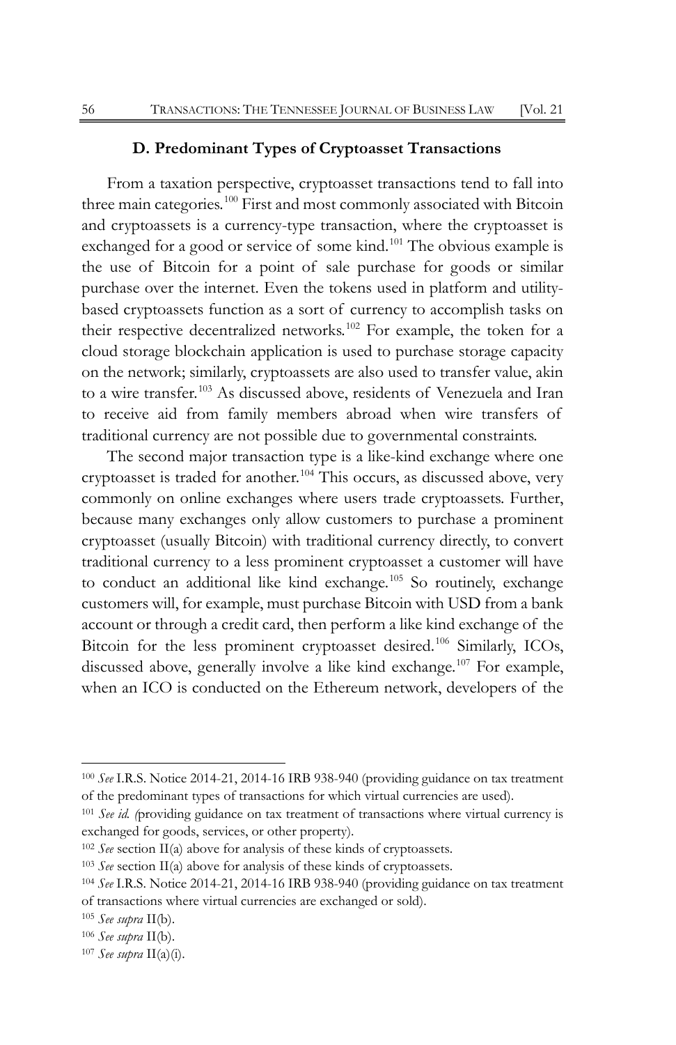### D. Predominant Types of Cryptoasset Transactions

From a taxation perspective, cryptoasset transactions tend to fall into three main categories.[100] First and most commonly associated with Bitcoin and cryptoassets is a currency-type transaction, where the cryptoasset is exchanged for a good or service of some kind.[101] The obvious example is the use of Bitcoin for a point of sale purchase for goods or similar purchase over the internet. Even the tokens used in platform and utility-based cryptoassets function as a sort of currency to accomplish tasks on their respective decentralized networks.[102] For example, the token for a cloud storage blockchain application is used to purchase storage capacity on the network; similarly, cryptoassets are also used to transfer value, akin to a wire transfer.[103] As discussed above, residents of Venezuela and Iran to receive aid from family members abroad when wire transfers of traditional currency are not possible due to governmental constraints.

The second major transaction type is a like-kind exchange where one cryptoasset is traded for another.[104] This occurs, as discussed above, very commonly on online exchanges where users trade cryptoassets. Further, because many exchanges only allow customers to purchase a prominent cryptoasset (usually Bitcoin) with traditional currency directly, to convert traditional currency to a less prominent cryptoasset a customer will have to conduct an additional like kind exchange.[105] So routinely, exchange customers will, for example, must purchase Bitcoin with USD from a bank account or through a credit card, then perform a like kind exchange of the Bitcoin for the less prominent cryptoasset desired.[106] Similarly, ICOs, discussed above, generally involve a like kind exchange.[107] For example, when an ICO is conducted on the Ethereum network, developers of the

---

[100] *See* I.R.S. Notice 2014-21, 2014-16 IRB 938-940 (providing guidance on tax treatment of the predominant types of transactions for which virtual currencies are used).

[101] *See id. (*providing guidance on tax treatment of transactions where virtual currency is exchanged for goods, services, or other property).

[102] *See* section II(a) above for analysis of these kinds of cryptoassets.

[103] *See* section II(a) above for analysis of these kinds of cryptoassets.

[104] *See* I.R.S. Notice 2014-21, 2014-16 IRB 938-940 (providing guidance on tax treatment of transactions where virtual currencies are exchanged or sold).

[105] *See supra* II(b).

[106] *See supra* II(b).

[107] *See supra* II(a)(i).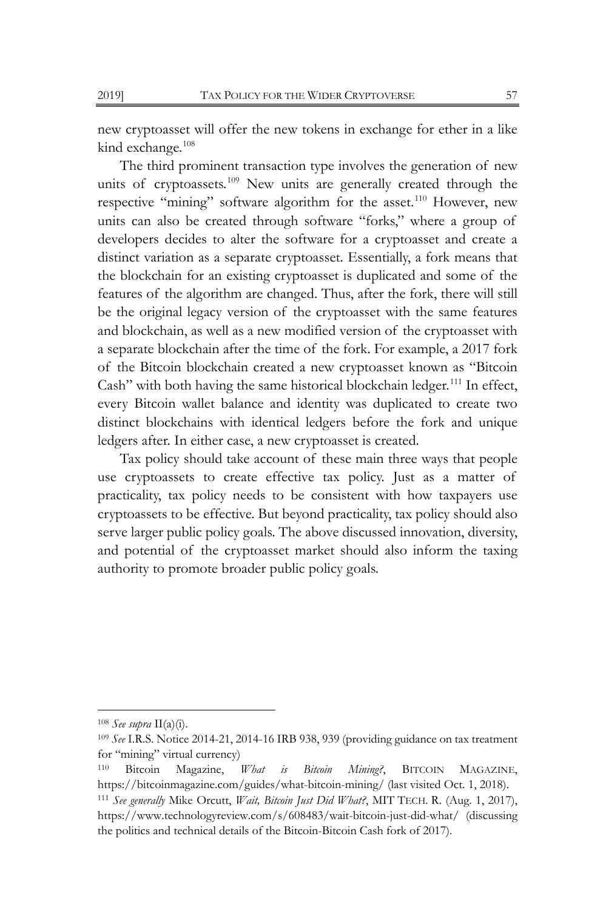new cryptoasset will offer the new tokens in exchange for ether in a like kind exchange.[108]

The third prominent transaction type involves the generation of new units of cryptoassets.[109] New units are generally created through the respective "mining" software algorithm for the asset.[110] However, new units can also be created through software "forks," where a group of developers decides to alter the software for a cryptoasset and create a distinct variation as a separate cryptoasset. Essentially, a fork means that the blockchain for an existing cryptoasset is duplicated and some of the features of the algorithm are changed. Thus, after the fork, there will still be the original legacy version of the cryptoasset with the same features and blockchain, as well as a new modified version of the cryptoasset with a separate blockchain after the time of the fork. For example, a 2017 fork of the Bitcoin blockchain created a new cryptoasset known as "Bitcoin Cash" with both having the same historical blockchain ledger.[111] In effect, every Bitcoin wallet balance and identity was duplicated to create two distinct blockchains with identical ledgers before the fork and unique ledgers after. In either case, a new cryptoasset is created.

Tax policy should take account of these main three ways that people use cryptoassets to create effective tax policy. Just as a matter of practicality, tax policy needs to be consistent with how taxpayers use cryptoassets to be effective. But beyond practicality, tax policy should also serve larger public policy goals. The above discussed innovation, diversity, and potential of the cryptoasset market should also inform the taxing authority to promote broader public policy goals.

---

[108] *See supra* II(a)(i).

[109] *See* I.R.S. Notice 2014-21, 2014-16 IRB 938, 939 (providing guidance on tax treatment for "mining" virtual currency)

[110] Bitcoin Magazine, *What is Bitcoin Mining?*, BITCOIN MAGAZINE, https://bitcoinmagazine.com/guides/what-bitcoin-mining/ (last visited Oct. 1, 2018).

[111] *See generally* Mike Orcutt, *Wait, Bitcoin Just Did What?*, MIT TECH. R. (Aug. 1, 2017), https://www.technologyreview.com/s/608483/wait-bitcoin-just-did-what/ (discussing the politics and technical details of the Bitcoin-Bitcoin Cash fork of 2017).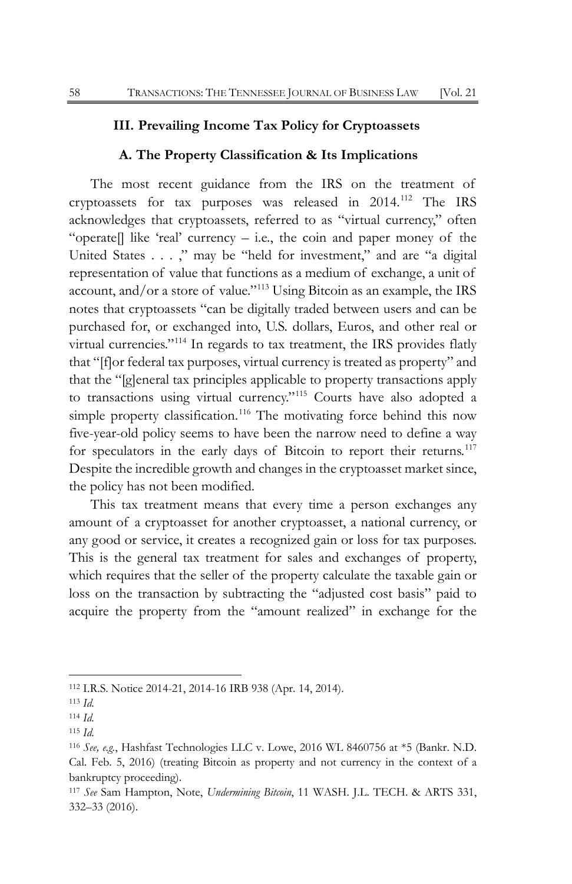### III. Prevailing Income Tax Policy for Cryptoassets

#### A. The Property Classification & Its Implications

The most recent guidance from the IRS on the treatment of cryptoassets for tax purposes was released in 2014.[112] The IRS acknowledges that cryptoassets, referred to as "virtual currency," often "operate[] like 'real' currency – i.e., the coin and paper money of the United States . . . ," may be "held for investment," and are "a digital representation of value that functions as a medium of exchange, a unit of account, and/or a store of value."[113] Using Bitcoin as an example, the IRS notes that cryptoassets "can be digitally traded between users and can be purchased for, or exchanged into, U.S. dollars, Euros, and other real or virtual currencies."[114] In regards to tax treatment, the IRS provides flatly that "[f]or federal tax purposes, virtual currency is treated as property" and that the "[g]eneral tax principles applicable to property transactions apply to transactions using virtual currency."[115] Courts have also adopted a simple property classification.[116] The motivating force behind this now five-year-old policy seems to have been the narrow need to define a way for speculators in the early days of Bitcoin to report their returns.[117] Despite the incredible growth and changes in the cryptoasset market since, the policy has not been modified.

This tax treatment means that every time a person exchanges any amount of a cryptoasset for another cryptoasset, a national currency, or any good or service, it creates a recognized gain or loss for tax purposes. This is the general tax treatment for sales and exchanges of property, which requires that the seller of the property calculate the taxable gain or loss on the transaction by subtracting the "adjusted cost basis" paid to acquire the property from the "amount realized" in exchange for the

---

[112] I.R.S. Notice 2014-21, 2014-16 IRB 938 (Apr. 14, 2014).

[113] *Id.*

[114] *Id.*

[115] *Id.*

[116] *See, e.g.*, Hashfast Technologies LLC v. Lowe, 2016 WL 8460756 at *5 (Bankr. N.D. Cal. Feb. 5, 2016) (treating Bitcoin as property and not currency in the context of a bankruptcy proceeding).

[117] *See* Sam Hampton, Note, *Undermining Bitcoin*, 11 WASH. J.L. TECH. & ARTS 331, 332–33 (2016).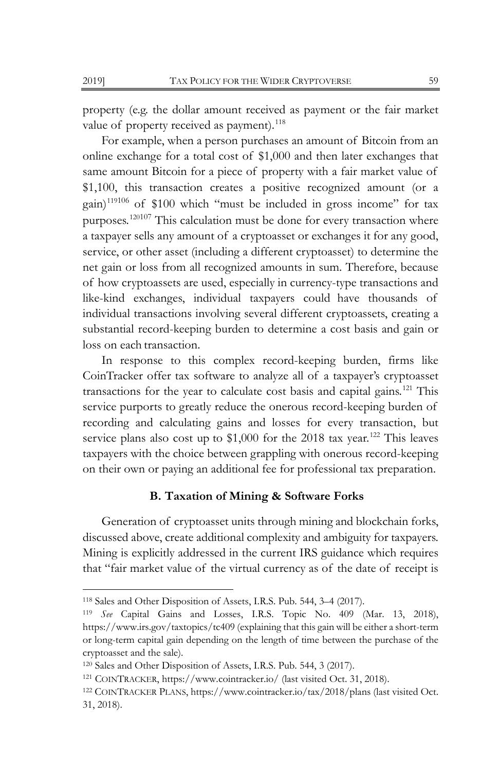property (e.g. the dollar amount received as payment or the fair market value of property received as payment).[118]

For example, when a person purchases an amount of Bitcoin from an online exchange for a total cost of $1,000 and then later exchanges that same amount Bitcoin for a piece of property with a fair market value of $1,100, this transaction creates a positive recognized amount (or a gain)[119106] of $100 which "must be included in gross income" for tax purposes.[120107] This calculation must be done for every transaction where a taxpayer sells any amount of a cryptoasset or exchanges it for any good, service, or other asset (including a different cryptoasset) to determine the net gain or loss from all recognized amounts in sum. Therefore, because of how cryptoassets are used, especially in currency-type transactions and like-kind exchanges, individual taxpayers could have thousands of individual transactions involving several different cryptoassets, creating a substantial record-keeping burden to determine a cost basis and gain or loss on each transaction.

In response to this complex record-keeping burden, firms like CoinTracker offer tax software to analyze all of a taxpayer's cryptoasset transactions for the year to calculate cost basis and capital gains.[121] This service purports to greatly reduce the onerous record-keeping burden of recording and calculating gains and losses for every transaction, but service plans also cost up to $1,000 for the 2018 tax year.[122] This leaves taxpayers with the choice between grappling with onerous record-keeping on their own or paying an additional fee for professional tax preparation.

### B. Taxation of Mining & Software Forks

Generation of cryptoasset units through mining and blockchain forks, discussed above, create additional complexity and ambiguity for taxpayers. Mining is explicitly addressed in the current IRS guidance which requires that "fair market value of the virtual currency as of the date of receipt is

---

[118] Sales and Other Disposition of Assets, I.R.S. Pub. 544, 3–4 (2017).

[119] *See* Capital Gains and Losses, I.R.S. Topic No. 409 (Mar. 13, 2018), https://www.irs.gov/taxtopics/tc409 (explaining that this gain will be either a short-term or long-term capital gain depending on the length of time between the purchase of the cryptoasset and the sale).

[120] Sales and Other Disposition of Assets, I.R.S. Pub. 544, 3 (2017).

[121] COINTRACKER, https://www.cointracker.io/ (last visited Oct. 31, 2018).

[122] COINTRACKER PLANS, https://www.cointracker.io/tax/2018/plans (last visited Oct. 31, 2018).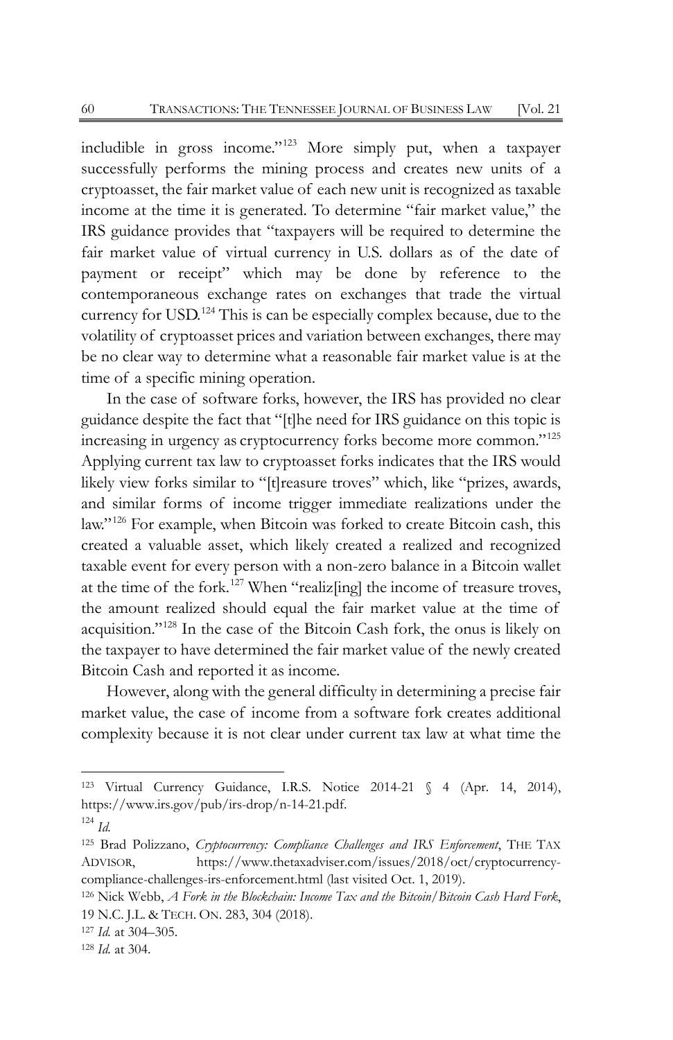includible in gross income."[123] More simply put, when a taxpayer successfully performs the mining process and creates new units of a cryptoasset, the fair market value of each new unit is recognized as taxable income at the time it is generated. To determine "fair market value," the IRS guidance provides that "taxpayers will be required to determine the fair market value of virtual currency in U.S. dollars as of the date of payment or receipt" which may be done by reference to the contemporaneous exchange rates on exchanges that trade the virtual currency for USD.[124] This is can be especially complex because, due to the volatility of cryptoasset prices and variation between exchanges, there may be no clear way to determine what a reasonable fair market value is at the time of a specific mining operation.

In the case of software forks, however, the IRS has provided no clear guidance despite the fact that "[t]he need for IRS guidance on this topic is increasing in urgency as cryptocurrency forks become more common."[125] Applying current tax law to cryptoasset forks indicates that the IRS would likely view forks similar to "[t]reasure troves" which, like "prizes, awards, and similar forms of income trigger immediate realizations under the law."[126] For example, when Bitcoin was forked to create Bitcoin cash, this created a valuable asset, which likely created a realized and recognized taxable event for every person with a non-zero balance in a Bitcoin wallet at the time of the fork.[127] When "realiz[ing] the income of treasure troves, the amount realized should equal the fair market value at the time of acquisition."[128] In the case of the Bitcoin Cash fork, the onus is likely on the taxpayer to have determined the fair market value of the newly created Bitcoin Cash and reported it as income.

However, along with the general difficulty in determining a precise fair market value, the case of income from a software fork creates additional complexity because it is not clear under current tax law at what time the

---

[123] Virtual Currency Guidance, I.R.S. Notice 2014-21 § 4 (Apr. 14, 2014), https://www.irs.gov/pub/irs-drop/n-14-21.pdf.

[124] *Id.*

[125] Brad Polizzano, *Cryptocurrency: Compliance Challenges and IRS Enforcement*, THE TAX ADVISOR, https://www.thetaxadviser.com/issues/2018/oct/cryptocurrency-compliance-challenges-irs-enforcement.html (last visited Oct. 1, 2019).

[126] Nick Webb, *A Fork in the Blockchain: Income Tax and the Bitcoin/Bitcoin Cash Hard Fork*, 19 N.C. J.L. & TECH. ON. 283, 304 (2018).

[127] *Id.* at 304–305.

[128] *Id.* at 304.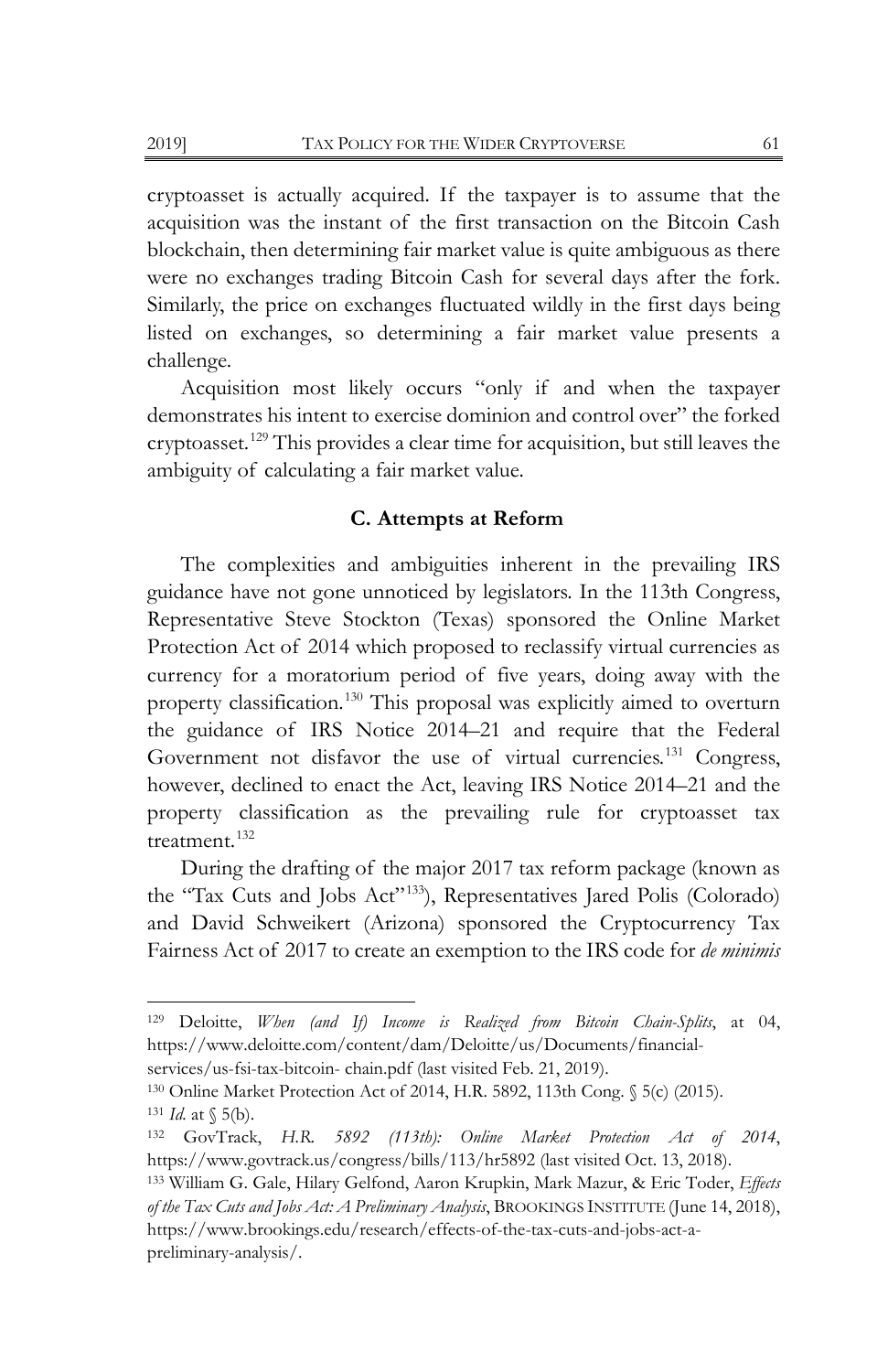cryptoasset is actually acquired. If the taxpayer is to assume that the acquisition was the instant of the first transaction on the Bitcoin Cash blockchain, then determining fair market value is quite ambiguous as there were no exchanges trading Bitcoin Cash for several days after the fork. Similarly, the price on exchanges fluctuated wildly in the first days being listed on exchanges, so determining a fair market value presents a challenge.

Acquisition most likely occurs "only if and when the taxpayer demonstrates his intent to exercise dominion and control over" the forked cryptoasset.[129] This provides a clear time for acquisition, but still leaves the ambiguity of calculating a fair market value.

### C. Attempts at Reform

The complexities and ambiguities inherent in the prevailing IRS guidance have not gone unnoticed by legislators. In the 113th Congress, Representative Steve Stockton (Texas) sponsored the Online Market Protection Act of 2014 which proposed to reclassify virtual currencies as currency for a moratorium period of five years, doing away with the property classification.[130] This proposal was explicitly aimed to overturn the guidance of IRS Notice 2014–21 and require that the Federal Government not disfavor the use of virtual currencies.[131] Congress, however, declined to enact the Act, leaving IRS Notice 2014–21 and the property classification as the prevailing rule for cryptoasset tax treatment.[132]

During the drafting of the major 2017 tax reform package (known as the "Tax Cuts and Jobs Act"[133]), Representatives Jared Polis (Colorado) and David Schweikert (Arizona) sponsored the Cryptocurrency Tax Fairness Act of 2017 to create an exemption to the IRS code for *de minimis*

---

[129] Deloitte, *When (and If) Income is Realized from Bitcoin Chain-Splits*, at 04, https://www.deloitte.com/content/dam/Deloitte/us/Documents/financial-services/us-fsi-tax-bitcoin- chain.pdf (last visited Feb. 21, 2019).

[130] Online Market Protection Act of 2014, H.R. 5892, 113th Cong. § 5(c) (2015).

[131] *Id.* at § 5(b).

[132] GovTrack, *H.R. 5892 (113th): Online Market Protection Act of 2014*, https://www.govtrack.us/congress/bills/113/hr5892 (last visited Oct. 13, 2018).

[133] William G. Gale, Hilary Gelfond, Aaron Krupkin, Mark Mazur, & Eric Toder, *Effects of the Tax Cuts and Jobs Act: A Preliminary Analysis*, BROOKINGS INSTITUTE (June 14, 2018), https://www.brookings.edu/research/effects-of-the-tax-cuts-and-jobs-act-a-preliminary-analysis/.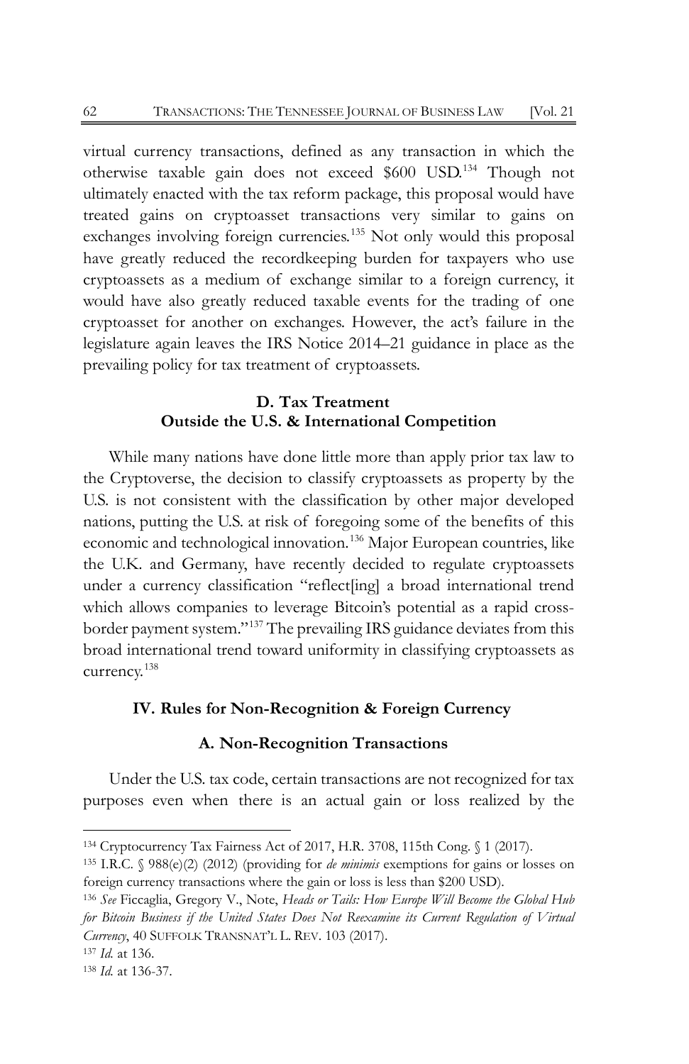virtual currency transactions, defined as any transaction in which the otherwise taxable gain does not exceed $600 USD.[134] Though not ultimately enacted with the tax reform package, this proposal would have treated gains on cryptoasset transactions very similar to gains on exchanges involving foreign currencies.[135] Not only would this proposal have greatly reduced the recordkeeping burden for taxpayers who use cryptoassets as a medium of exchange similar to a foreign currency, it would have also greatly reduced taxable events for the trading of one cryptoasset for another on exchanges. However, the act's failure in the legislature again leaves the IRS Notice 2014–21 guidance in place as the prevailing policy for tax treatment of cryptoassets.

### D. Tax Treatment Outside the U.S. & International Competition

While many nations have done little more than apply prior tax law to the Cryptoverse, the decision to classify cryptoassets as property by the U.S. is not consistent with the classification by other major developed nations, putting the U.S. at risk of foregoing some of the benefits of this economic and technological innovation.[136] Major European countries, like the U.K. and Germany, have recently decided to regulate cryptoassets under a currency classification "reflect[ing] a broad international trend which allows companies to leverage Bitcoin's potential as a rapid cross-border payment system."[137] The prevailing IRS guidance deviates from this broad international trend toward uniformity in classifying cryptoassets as currency.[138]

## IV. Rules for Non-Recognition & Foreign Currency

### A. Non-Recognition Transactions

Under the U.S. tax code, certain transactions are not recognized for tax purposes even when there is an actual gain or loss realized by the

---

[134] Cryptocurrency Tax Fairness Act of 2017, H.R. 3708, 115th Cong. § 1 (2017).

[135] I.R.C. § 988(e)(2) (2012) (providing for *de minimis* exemptions for gains or losses on foreign currency transactions where the gain or loss is less than $200 USD).

[136] *See* Ficcaglia, Gregory V., Note, *Heads or Tails: How Europe Will Become the Global Hub for Bitcoin Business if the United States Does Not Reexamine its Current Regulation of Virtual Currency*, 40 SUFFOLK TRANSNAT'L L. REV. 103 (2017).

[137] *Id.* at 136.

[138] *Id.* at 136-37.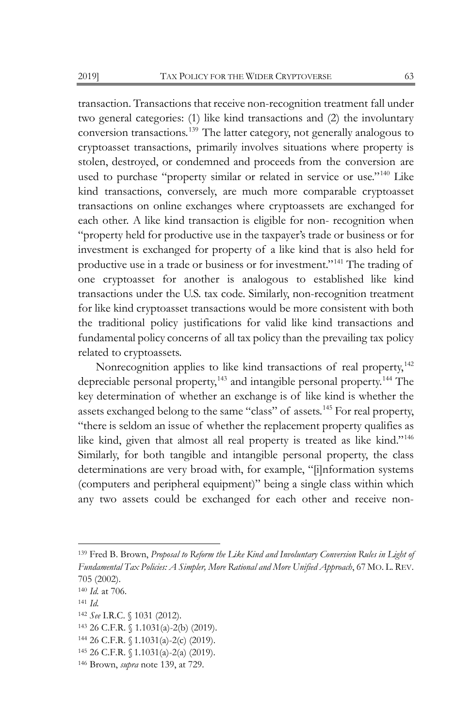transaction. Transactions that receive non-recognition treatment fall under two general categories: (1) like kind transactions and (2) the involuntary conversion transactions.[139] The latter category, not generally analogous to cryptoasset transactions, primarily involves situations where property is stolen, destroyed, or condemned and proceeds from the conversion are used to purchase "property similar or related in service or use."[140] Like kind transactions, conversely, are much more comparable cryptoasset transactions on online exchanges where cryptoassets are exchanged for each other. A like kind transaction is eligible for non- recognition when "property held for productive use in the taxpayer's trade or business or for investment is exchanged for property of a like kind that is also held for productive use in a trade or business or for investment."[141] The trading of one cryptoasset for another is analogous to established like kind transactions under the U.S. tax code. Similarly, non-recognition treatment for like kind cryptoasset transactions would be more consistent with both the traditional policy justifications for valid like kind transactions and fundamental policy concerns of all tax policy than the prevailing tax policy related to cryptoassets.

Nonrecognition applies to like kind transactions of real property,[142] depreciable personal property,[143] and intangible personal property.[144] The key determination of whether an exchange is of like kind is whether the assets exchanged belong to the same "class" of assets.[145] For real property, "there is seldom an issue of whether the replacement property qualifies as like kind, given that almost all real property is treated as like kind."[146] Similarly, for both tangible and intangible personal property, the class determinations are very broad with, for example, "[i]nformation systems (computers and peripheral equipment)" being a single class within which any two assets could be exchanged for each other and receive non-

---

[139] Fred B. Brown, *Proposal to Reform the Like Kind and Involuntary Conversion Rules in Light of Fundamental Tax Policies: A Simpler, More Rational and More Unified Approach*, 67 MO. L. REV. 705 (2002).

[140] *Id.* at 706.

[141] *Id.*

[142] *See* I.R.C. § 1031 (2012).

[143] 26 C.F.R. § 1.1031(a)-2(b) (2019).

[144] 26 C.F.R. § 1.1031(a)-2(c) (2019).

[145] 26 C.F.R. § 1.1031(a)-2(a) (2019).

[146] Brown, *supra* note 139, at 729.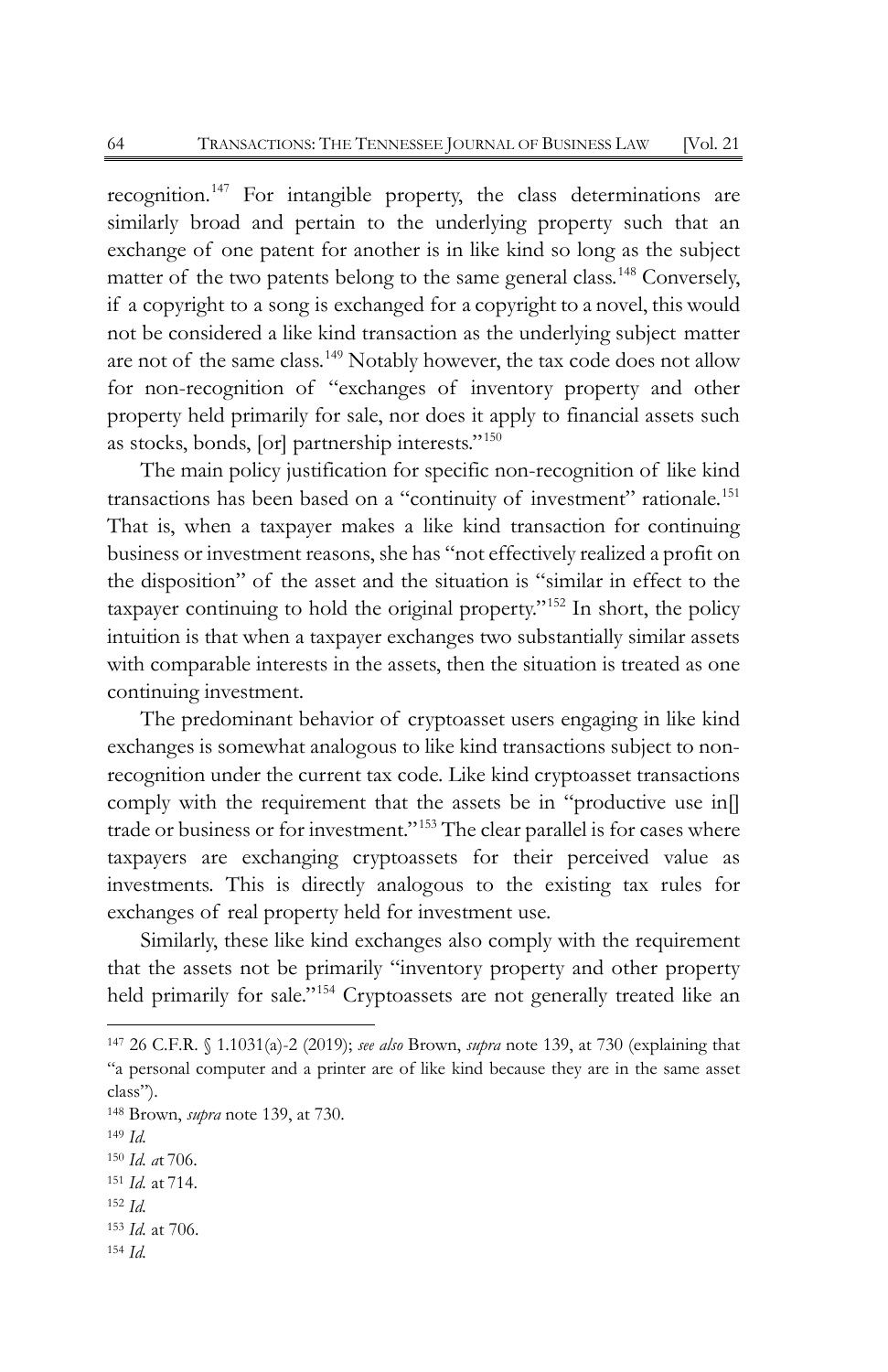recognition.[147] For intangible property, the class determinations are similarly broad and pertain to the underlying property such that an exchange of one patent for another is in like kind so long as the subject matter of the two patents belong to the same general class.[148] Conversely, if a copyright to a song is exchanged for a copyright to a novel, this would not be considered a like kind transaction as the underlying subject matter are not of the same class.[149] Notably however, the tax code does not allow for non-recognition of "exchanges of inventory property and other property held primarily for sale, nor does it apply to financial assets such as stocks, bonds, [or] partnership interests."[150]

The main policy justification for specific non-recognition of like kind transactions has been based on a "continuity of investment" rationale.[151] That is, when a taxpayer makes a like kind transaction for continuing business or investment reasons, she has "not effectively realized a profit on the disposition" of the asset and the situation is "similar in effect to the taxpayer continuing to hold the original property."[152] In short, the policy intuition is that when a taxpayer exchanges two substantially similar assets with comparable interests in the assets, then the situation is treated as one continuing investment.

The predominant behavior of cryptoasset users engaging in like kind exchanges is somewhat analogous to like kind transactions subject to non-recognition under the current tax code. Like kind cryptoasset transactions comply with the requirement that the assets be in "productive use in[] trade or business or for investment."[153] The clear parallel is for cases where taxpayers are exchanging cryptoassets for their perceived value as investments. This is directly analogous to the existing tax rules for exchanges of real property held for investment use.

Similarly, these like kind exchanges also comply with the requirement that the assets not be primarily "inventory property and other property held primarily for sale."[154] Cryptoassets are not generally treated like an

---

[147] 26 C.F.R. § 1.1031(a)-2 (2019); *see also* Brown, *supra* note 139, at 730 (explaining that "a personal computer and a printer are of like kind because they are in the same asset class").

[148] Brown, *supra* note 139, at 730.

[149] *Id.*

[150] *Id. at* 706.

[151] *Id.* at 714.

[152] *Id.*

[153] *Id.* at 706.

[154] *Id.*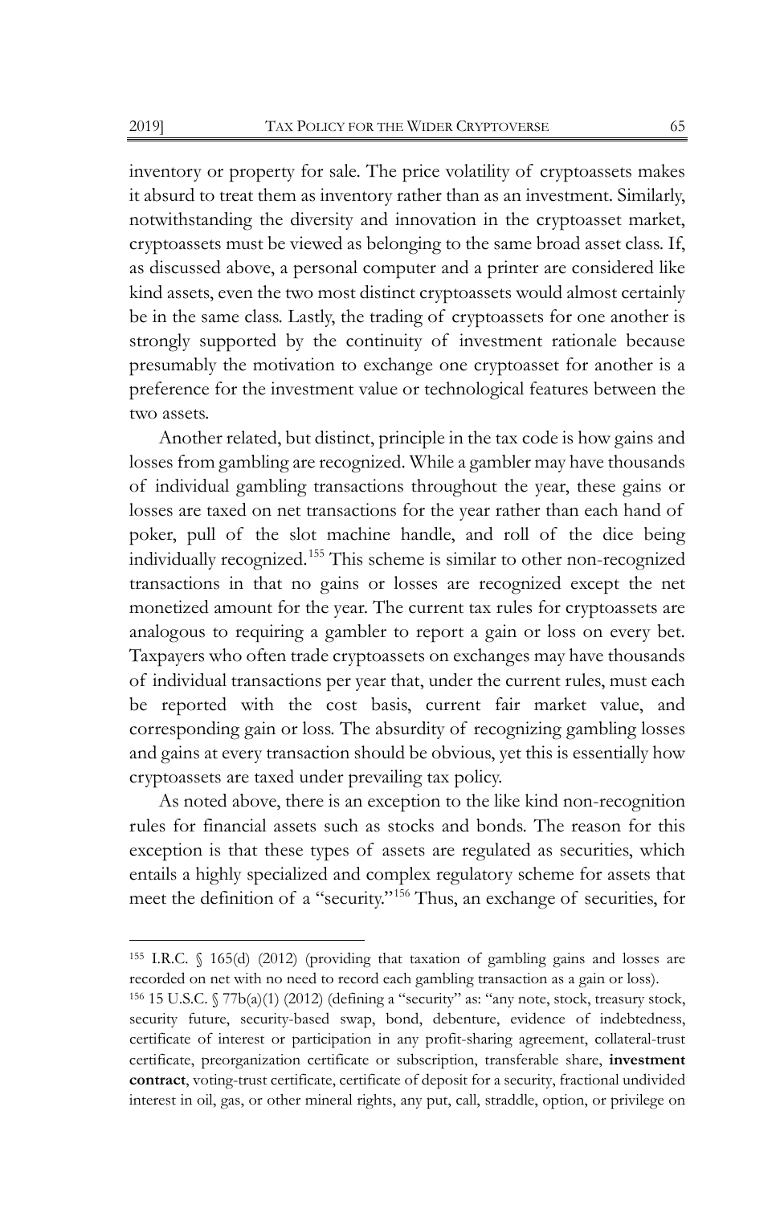inventory or property for sale. The price volatility of cryptoassets makes it absurd to treat them as inventory rather than as an investment. Similarly, notwithstanding the diversity and innovation in the cryptoasset market, cryptoassets must be viewed as belonging to the same broad asset class. If, as discussed above, a personal computer and a printer are considered like kind assets, even the two most distinct cryptoassets would almost certainly be in the same class. Lastly, the trading of cryptoassets for one another is strongly supported by the continuity of investment rationale because presumably the motivation to exchange one cryptoasset for another is a preference for the investment value or technological features between the two assets.

Another related, but distinct, principle in the tax code is how gains and losses from gambling are recognized. While a gambler may have thousands of individual gambling transactions throughout the year, these gains or losses are taxed on net transactions for the year rather than each hand of poker, pull of the slot machine handle, and roll of the dice being individually recognized.[155] This scheme is similar to other non-recognized transactions in that no gains or losses are recognized except the net monetized amount for the year. The current tax rules for cryptoassets are analogous to requiring a gambler to report a gain or loss on every bet. Taxpayers who often trade cryptoassets on exchanges may have thousands of individual transactions per year that, under the current rules, must each be reported with the cost basis, current fair market value, and corresponding gain or loss. The absurdity of recognizing gambling losses and gains at every transaction should be obvious, yet this is essentially how cryptoassets are taxed under prevailing tax policy.

As noted above, there is an exception to the like kind non-recognition rules for financial assets such as stocks and bonds. The reason for this exception is that these types of assets are regulated as securities, which entails a highly specialized and complex regulatory scheme for assets that meet the definition of a "security."[156] Thus, an exchange of securities, for

---

[155] I.R.C. § 165(d) (2012) (providing that taxation of gambling gains and losses are recorded on net with no need to record each gambling transaction as a gain or loss).

[156] 15 U.S.C. § 77b(a)(1) (2012) (defining a "security" as: "any note, stock, treasury stock, security future, security-based swap, bond, debenture, evidence of indebtedness, certificate of interest or participation in any profit-sharing agreement, collateral-trust certificate, preorganization certificate or subscription, transferable share, **investment contract**, voting-trust certificate, certificate of deposit for a security, fractional undivided interest in oil, gas, or other mineral rights, any put, call, straddle, option, or privilege on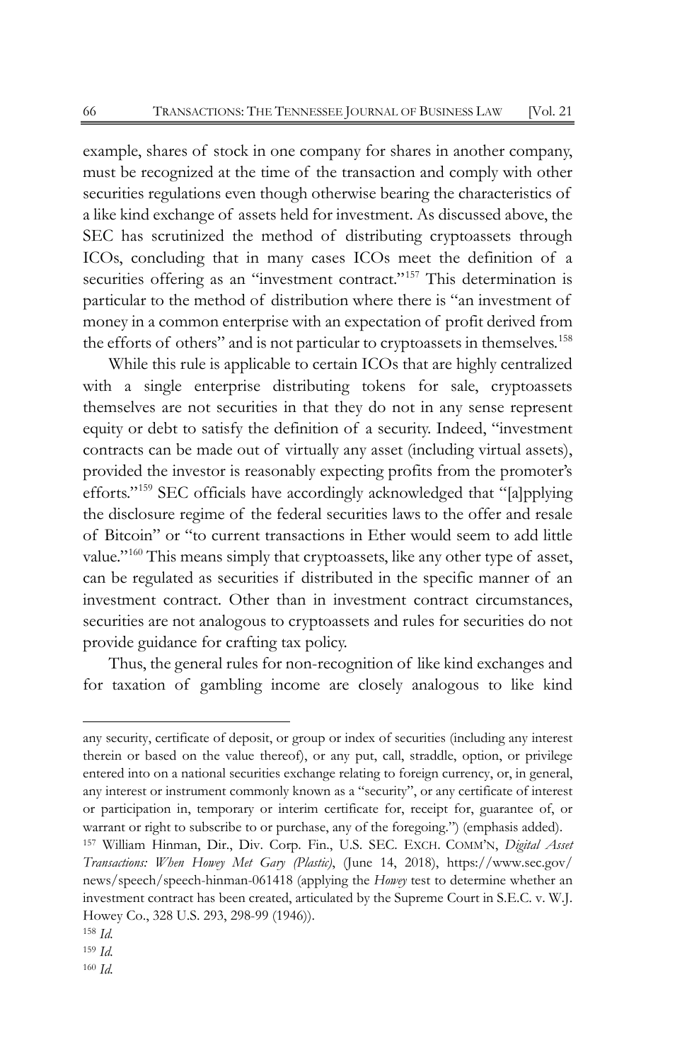example, shares of stock in one company for shares in another company, must be recognized at the time of the transaction and comply with other securities regulations even though otherwise bearing the characteristics of a like kind exchange of assets held for investment. As discussed above, the SEC has scrutinized the method of distributing cryptoassets through ICOs, concluding that in many cases ICOs meet the definition of a securities offering as an "investment contract."[157] This determination is particular to the method of distribution where there is "an investment of money in a common enterprise with an expectation of profit derived from the efforts of others" and is not particular to cryptoassets in themselves.[158]

While this rule is applicable to certain ICOs that are highly centralized with a single enterprise distributing tokens for sale, cryptoassets themselves are not securities in that they do not in any sense represent equity or debt to satisfy the definition of a security. Indeed, "investment contracts can be made out of virtually any asset (including virtual assets), provided the investor is reasonably expecting profits from the promoter's efforts."[159] SEC officials have accordingly acknowledged that "[a]pplying the disclosure regime of the federal securities laws to the offer and resale of Bitcoin" or "to current transactions in Ether would seem to add little value."[160] This means simply that cryptoassets, like any other type of asset, can be regulated as securities if distributed in the specific manner of an investment contract. Other than in investment contract circumstances, securities are not analogous to cryptoassets and rules for securities do not provide guidance for crafting tax policy.

Thus, the general rules for non-recognition of like kind exchanges and for taxation of gambling income are closely analogous to like kind

---

any security, certificate of deposit, or group or index of securities (including any interest therein or based on the value thereof), or any put, call, straddle, option, or privilege entered into on a national securities exchange relating to foreign currency, or, in general, any interest or instrument commonly known as a "security", or any certificate of interest or participation in, temporary or interim certificate for, receipt for, guarantee of, or warrant or right to subscribe to or purchase, any of the foregoing.") (emphasis added).

[157] William Hinman, Dir., Div. Corp. Fin., U.S. SEC. EXCH. COMM'N, *Digital Asset Transactions: When Howey Met Gary (Plastic)*, (June 14, 2018), https://www.sec.gov/news/speech/speech-hinman-061418 (applying the *Howey* test to determine whether an investment contract has been created, articulated by the Supreme Court in S.E.C. v. W.J. Howey Co., 328 U.S. 293, 298-99 (1946)).

[158] *Id.*

[159] *Id.*

[160] *Id.*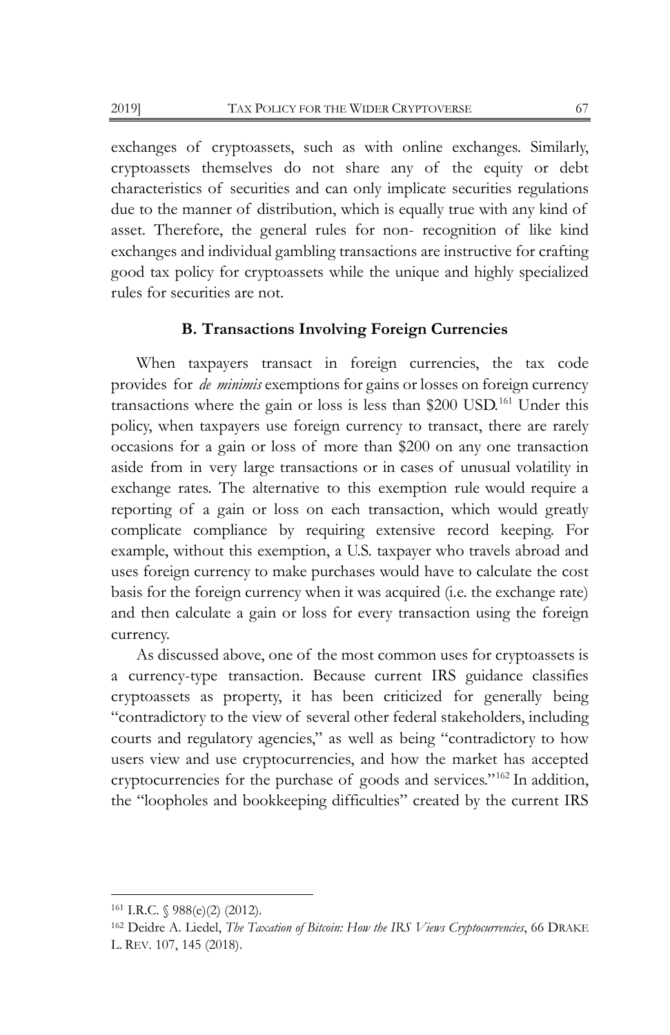exchanges of cryptoassets, such as with online exchanges. Similarly, cryptoassets themselves do not share any of the equity or debt characteristics of securities and can only implicate securities regulations due to the manner of distribution, which is equally true with any kind of asset. Therefore, the general rules for non- recognition of like kind exchanges and individual gambling transactions are instructive for crafting good tax policy for cryptoassets while the unique and highly specialized rules for securities are not.

### B. Transactions Involving Foreign Currencies

When taxpayers transact in foreign currencies, the tax code provides for *de minimis* exemptions for gains or losses on foreign currency transactions where the gain or loss is less than $200 USD.[161] Under this policy, when taxpayers use foreign currency to transact, there are rarely occasions for a gain or loss of more than $200 on any one transaction aside from in very large transactions or in cases of unusual volatility in exchange rates. The alternative to this exemption rule would require a reporting of a gain or loss on each transaction, which would greatly complicate compliance by requiring extensive record keeping. For example, without this exemption, a U.S. taxpayer who travels abroad and uses foreign currency to make purchases would have to calculate the cost basis for the foreign currency when it was acquired (i.e. the exchange rate) and then calculate a gain or loss for every transaction using the foreign currency.

As discussed above, one of the most common uses for cryptoassets is a currency-type transaction. Because current IRS guidance classifies cryptoassets as property, it has been criticized for generally being "contradictory to the view of several other federal stakeholders, including courts and regulatory agencies," as well as being "contradictory to how users view and use cryptocurrencies, and how the market has accepted cryptocurrencies for the purchase of goods and services."[162] In addition, the "loopholes and bookkeeping difficulties" created by the current IRS

---

[161] I.R.C. § 988(e)(2) (2012).

[162] Deidre A. Liedel, *The Taxation of Bitcoin: How the IRS Views Cryptocurrencies*, 66 DRAKE L. REV. 107, 145 (2018).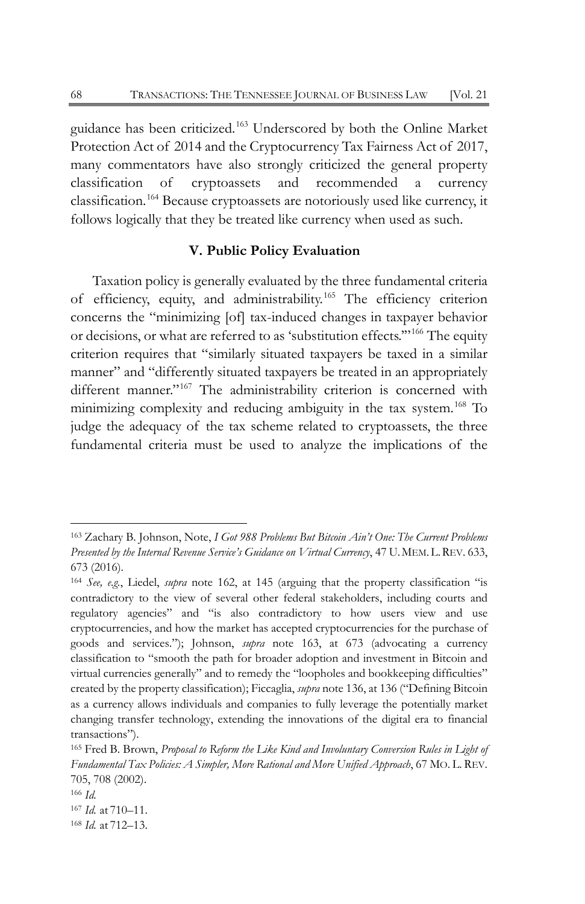guidance has been criticized.[163] Underscored by both the Online Market Protection Act of 2014 and the Cryptocurrency Tax Fairness Act of 2017, many commentators have also strongly criticized the general property classification of cryptoassets and recommended a currency classification.[164] Because cryptoassets are notoriously used like currency, it follows logically that they be treated like currency when used as such.

## V. Public Policy Evaluation

Taxation policy is generally evaluated by the three fundamental criteria of efficiency, equity, and administrability.[165] The efficiency criterion concerns the "minimizing [of] tax-induced changes in taxpayer behavior or decisions, or what are referred to as 'substitution effects.'"[166] The equity criterion requires that "similarly situated taxpayers be taxed in a similar manner" and "differently situated taxpayers be treated in an appropriately different manner."[167] The administrability criterion is concerned with minimizing complexity and reducing ambiguity in the tax system.[168] To judge the adequacy of the tax scheme related to cryptoassets, the three fundamental criteria must be used to analyze the implications of the

---

[163] Zachary B. Johnson, Note, *I Got 988 Problems But Bitcoin Ain't One: The Current Problems Presented by the Internal Revenue Service's Guidance on Virtual Currency*, 47 U. MEM. L. REV. 633, 673 (2016).

[164] *See, e.g.*, Liedel, *supra* note 162, at 145 (arguing that the property classification "is contradictory to the view of several other federal stakeholders, including courts and regulatory agencies" and "is also contradictory to how users view and use cryptocurrencies, and how the market has accepted cryptocurrencies for the purchase of goods and services."); Johnson, *supra* note 163, at 673 (advocating a currency classification to "smooth the path for broader adoption and investment in Bitcoin and virtual currencies generally" and to remedy the "loopholes and bookkeeping difficulties" created by the property classification); Ficcaglia, *supra* note 136, at 136 ("Defining Bitcoin as a currency allows individuals and companies to fully leverage the potentially market changing transfer technology, extending the innovations of the digital era to financial transactions").

[165] Fred B. Brown, *Proposal to Reform the Like Kind and Involuntary Conversion Rules in Light of Fundamental Tax Policies: A Simpler, More Rational and More Unified Approach*, 67 MO. L. REV. 705, 708 (2002).

[166] *Id.*

[167] *Id.* at 710–11.

[168] *Id.* at 712–13.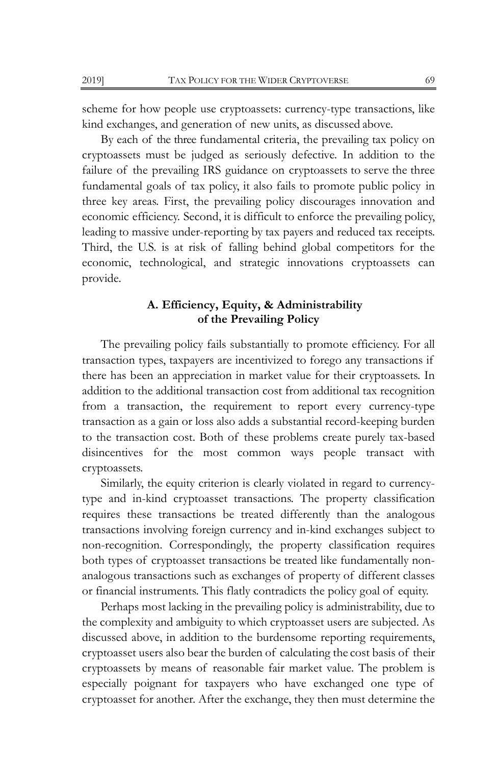scheme for how people use cryptoassets: currency-type transactions, like kind exchanges, and generation of new units, as discussed above.

By each of the three fundamental criteria, the prevailing tax policy on cryptoassets must be judged as seriously defective. In addition to the failure of the prevailing IRS guidance on cryptoassets to serve the three fundamental goals of tax policy, it also fails to promote public policy in three key areas. First, the prevailing policy discourages innovation and economic efficiency. Second, it is difficult to enforce the prevailing policy, leading to massive under-reporting by tax payers and reduced tax receipts. Third, the U.S. is at risk of falling behind global competitors for the economic, technological, and strategic innovations cryptoassets can provide.

### A. Efficiency, Equity, & Administrability of the Prevailing Policy

The prevailing policy fails substantially to promote efficiency. For all transaction types, taxpayers are incentivized to forego any transactions if there has been an appreciation in market value for their cryptoassets. In addition to the additional transaction cost from additional tax recognition from a transaction, the requirement to report every currency-type transaction as a gain or loss also adds a substantial record-keeping burden to the transaction cost. Both of these problems create purely tax-based disincentives for the most common ways people transact with cryptoassets.

Similarly, the equity criterion is clearly violated in regard to currency-type and in-kind cryptoasset transactions. The property classification requires these transactions be treated differently than the analogous transactions involving foreign currency and in-kind exchanges subject to non-recognition. Correspondingly, the property classification requires both types of cryptoasset transactions be treated like fundamentally non-analogous transactions such as exchanges of property of different classes or financial instruments. This flatly contradicts the policy goal of equity.

Perhaps most lacking in the prevailing policy is administrability, due to the complexity and ambiguity to which cryptoasset users are subjected. As discussed above, in addition to the burdensome reporting requirements, cryptoasset users also bear the burden of calculating the cost basis of their cryptoassets by means of reasonable fair market value. The problem is especially poignant for taxpayers who have exchanged one type of cryptoasset for another. After the exchange, they then must determine the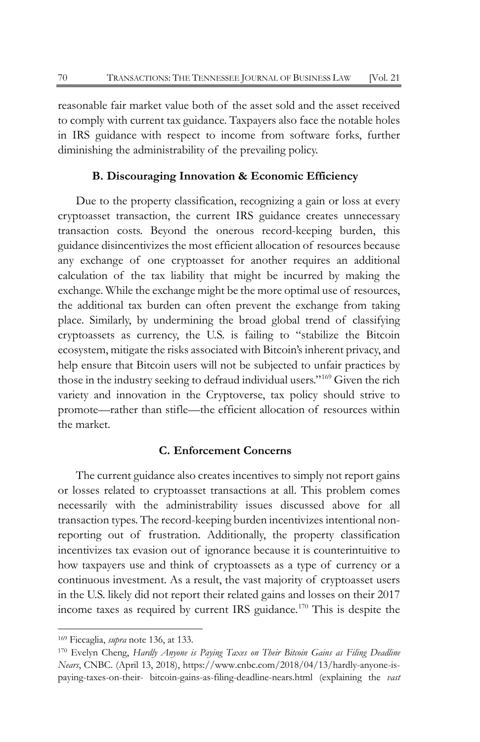reasonable fair market value both of the asset sold and the asset received to comply with current tax guidance. Taxpayers also face the notable holes in IRS guidance with respect to income from software forks, further diminishing the administrability of the prevailing policy.

### B. Discouraging Innovation & Economic Efficiency

Due to the property classification, recognizing a gain or loss at every cryptoasset transaction, the current IRS guidance creates unnecessary transaction costs. Beyond the onerous record-keeping burden, this guidance disincentivizes the most efficient allocation of resources because any exchange of one cryptoasset for another requires an additional calculation of the tax liability that might be incurred by making the exchange. While the exchange might be the more optimal use of resources, the additional tax burden can often prevent the exchange from taking place. Similarly, by undermining the broad global trend of classifying cryptoassets as currency, the U.S. is failing to "stabilize the Bitcoin ecosystem, mitigate the risks associated with Bitcoin's inherent privacy, and help ensure that Bitcoin users will not be subjected to unfair practices by those in the industry seeking to defraud individual users."[169] Given the rich variety and innovation in the Cryptoverse, tax policy should strive to promote—rather than stifle—the efficient allocation of resources within the market.

### C. Enforcement Concerns

The current guidance also creates incentives to simply not report gains or losses related to cryptoasset transactions at all. This problem comes necessarily with the administrability issues discussed above for all transaction types. The record-keeping burden incentivizes intentional non-reporting out of frustration. Additionally, the property classification incentivizes tax evasion out of ignorance because it is counterintuitive to how taxpayers use and think of cryptoassets as a type of currency or a continuous investment. As a result, the vast majority of cryptoasset users in the U.S. likely did not report their related gains and losses on their 2017 income taxes as required by current IRS guidance.[170] This is despite the

---

[169] Ficcaglia, *supra* note 136, at 133.

[170] Evelyn Cheng, *Hardly Anyone is Paying Taxes on Their Bitcoin Gains as Filing Deadline Nears*, CNBC. (April 13, 2018), https://www.cnbc.com/2018/04/13/hardly-anyone-is-paying-taxes-on-their- bitcoin-gains-as-filing-deadline-nears.html (explaining the *vast*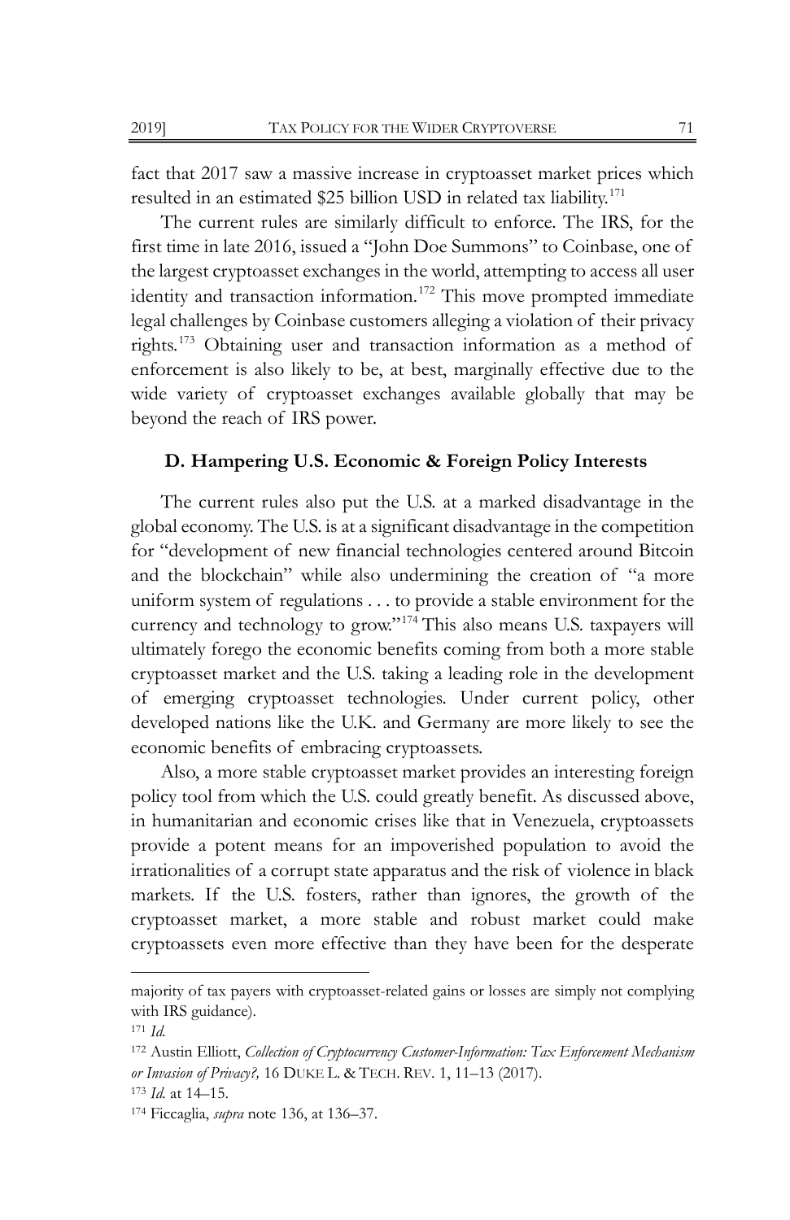fact that 2017 saw a massive increase in cryptoasset market prices which resulted in an estimated $25 billion USD in related tax liability.[171]

The current rules are similarly difficult to enforce. The IRS, for the first time in late 2016, issued a "John Doe Summons" to Coinbase, one of the largest cryptoasset exchanges in the world, attempting to access all user identity and transaction information.[172] This move prompted immediate legal challenges by Coinbase customers alleging a violation of their privacy rights.[173] Obtaining user and transaction information as a method of enforcement is also likely to be, at best, marginally effective due to the wide variety of cryptoasset exchanges available globally that may be beyond the reach of IRS power.

### D. Hampering U.S. Economic & Foreign Policy Interests

The current rules also put the U.S. at a marked disadvantage in the global economy. The U.S. is at a significant disadvantage in the competition for "development of new financial technologies centered around Bitcoin and the blockchain" while also undermining the creation of "a more uniform system of regulations . . . to provide a stable environment for the currency and technology to grow."[174] This also means U.S. taxpayers will ultimately forego the economic benefits coming from both a more stable cryptoasset market and the U.S. taking a leading role in the development of emerging cryptoasset technologies. Under current policy, other developed nations like the U.K. and Germany are more likely to see the economic benefits of embracing cryptoassets.

Also, a more stable cryptoasset market provides an interesting foreign policy tool from which the U.S. could greatly benefit. As discussed above, in humanitarian and economic crises like that in Venezuela, cryptoassets provide a potent means for an impoverished population to avoid the irrationalities of a corrupt state apparatus and the risk of violence in black markets. If the U.S. fosters, rather than ignores, the growth of the cryptoasset market, a more stable and robust market could make cryptoassets even more effective than they have been for the desperate

---

majority of tax payers with cryptoasset-related gains or losses are simply not complying with IRS guidance).

[171] *Id.*

[172] Austin Elliott, *Collection of Cryptocurrency Customer-Information: Tax Enforcement Mechanism or Invasion of Privacy?,* 16 DUKE L. & TECH. REV. 1, 11–13 (2017).

[173] *Id.* at 14–15.

[174] Ficcaglia, *supra* note 136, at 136–37.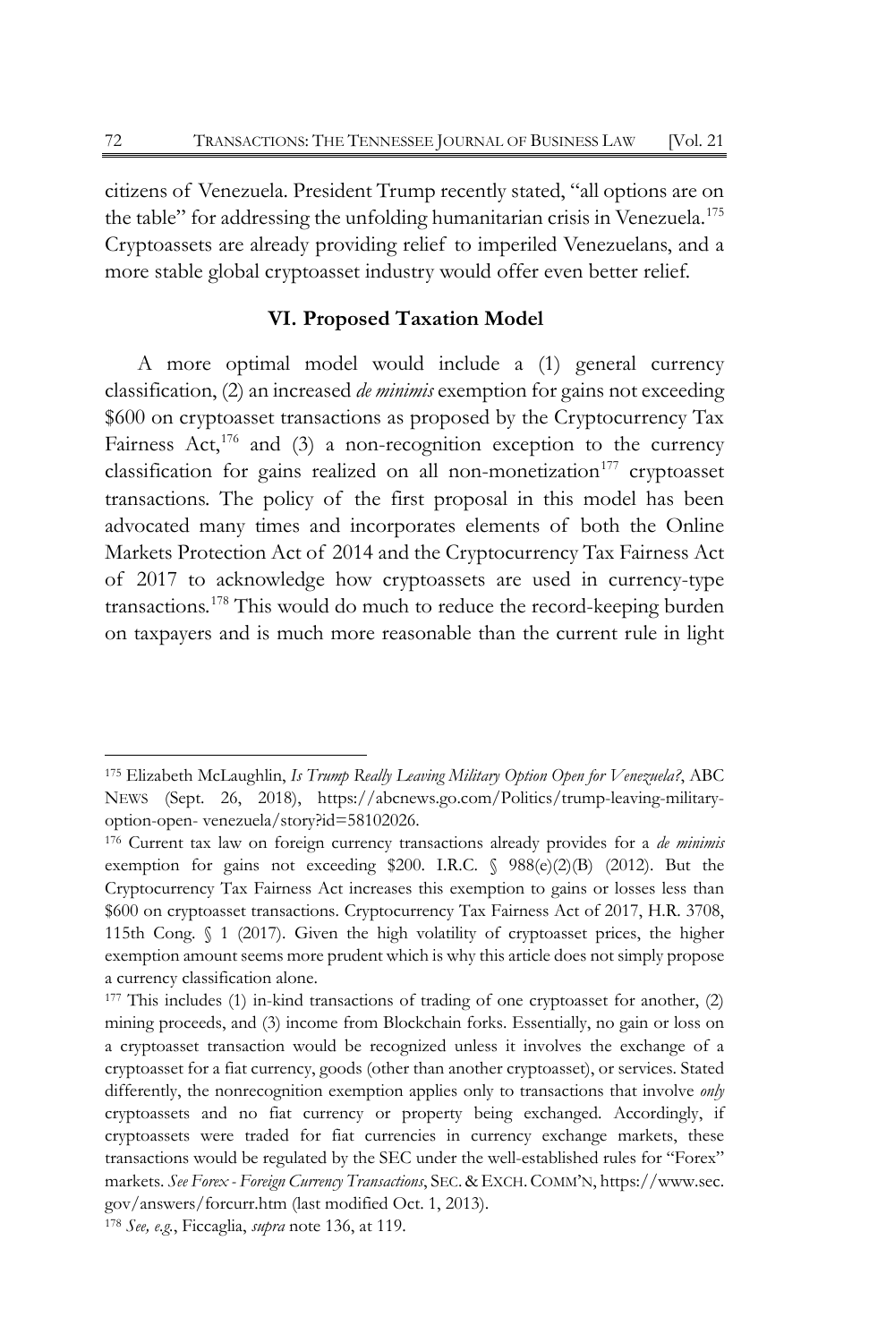citizens of Venezuela. President Trump recently stated, "all options are on the table" for addressing the unfolding humanitarian crisis in Venezuela.[175] Cryptoassets are already providing relief to imperiled Venezuelans, and a more stable global cryptoasset industry would offer even better relief.

## VI. Proposed Taxation Model

A more optimal model would include a (1) general currency classification, (2) an increased *de minimis* exemption for gains not exceeding $600 on cryptoasset transactions as proposed by the Cryptocurrency Tax Fairness Act,[176] and (3) a non-recognition exception to the currency classification for gains realized on all non-monetization[177] cryptoasset transactions. The policy of the first proposal in this model has been advocated many times and incorporates elements of both the Online Markets Protection Act of 2014 and the Cryptocurrency Tax Fairness Act of 2017 to acknowledge how cryptoassets are used in currency-type transactions.[178] This would do much to reduce the record-keeping burden on taxpayers and is much more reasonable than the current rule in light

---

[175] Elizabeth McLaughlin, *Is Trump Really Leaving Military Option Open for Venezuela?*, ABC NEWS (Sept. 26, 2018), https://abcnews.go.com/Politics/trump-leaving-military-option-open- venezuela/story?id=58102026.

[176] Current tax law on foreign currency transactions already provides for a *de minimis* exemption for gains not exceeding $200. I.R.C. § 988(e)(2)(B) (2012). But the Cryptocurrency Tax Fairness Act increases this exemption to gains or losses less than $600 on cryptoasset transactions. Cryptocurrency Tax Fairness Act of 2017, H.R. 3708, 115th Cong. § 1 (2017). Given the high volatility of cryptoasset prices, the higher exemption amount seems more prudent which is why this article does not simply propose a currency classification alone.

[177] This includes (1) in-kind transactions of trading of one cryptoasset for another, (2) mining proceeds, and (3) income from Blockchain forks. Essentially, no gain or loss on a cryptoasset transaction would be recognized unless it involves the exchange of a cryptoasset for a fiat currency, goods (other than another cryptoasset), or services. Stated differently, the nonrecognition exemption applies only to transactions that involve *only* cryptoassets and no fiat currency or property being exchanged. Accordingly, if cryptoassets were traded for fiat currencies in currency exchange markets, these transactions would be regulated by the SEC under the well-established rules for "Forex" markets. *See Forex - Foreign Currency Transactions*, SEC. & EXCH. COMM'N, https://www.sec.gov/answers/forcurr.htm (last modified Oct. 1, 2013).

[178] *See, e.g.*, Ficcaglia, *supra* note 136, at 119.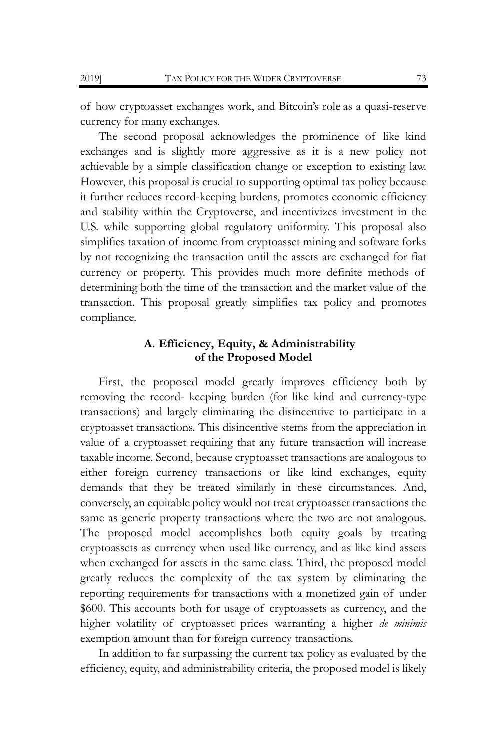of how cryptoasset exchanges work, and Bitcoin's role as a quasi-reserve currency for many exchanges.

The second proposal acknowledges the prominence of like kind exchanges and is slightly more aggressive as it is a new policy not achievable by a simple classification change or exception to existing law. However, this proposal is crucial to supporting optimal tax policy because it further reduces record-keeping burdens, promotes economic efficiency and stability within the Cryptoverse, and incentivizes investment in the U.S. while supporting global regulatory uniformity. This proposal also simplifies taxation of income from cryptoasset mining and software forks by not recognizing the transaction until the assets are exchanged for fiat currency or property. This provides much more definite methods of determining both the time of the transaction and the market value of the transaction. This proposal greatly simplifies tax policy and promotes compliance.

### A. Efficiency, Equity, & Administrability of the Proposed Model

First, the proposed model greatly improves efficiency both by removing the record- keeping burden (for like kind and currency-type transactions) and largely eliminating the disincentive to participate in a cryptoasset transactions. This disincentive stems from the appreciation in value of a cryptoasset requiring that any future transaction will increase taxable income. Second, because cryptoasset transactions are analogous to either foreign currency transactions or like kind exchanges, equity demands that they be treated similarly in these circumstances. And, conversely, an equitable policy would not treat cryptoasset transactions the same as generic property transactions where the two are not analogous. The proposed model accomplishes both equity goals by treating cryptoassets as currency when used like currency, and as like kind assets when exchanged for assets in the same class. Third, the proposed model greatly reduces the complexity of the tax system by eliminating the reporting requirements for transactions with a monetized gain of under \$600. This accounts both for usage of cryptoassets as currency, and the higher volatility of cryptoasset prices warranting a higher *de minimis* exemption amount than for foreign currency transactions.

In addition to far surpassing the current tax policy as evaluated by the efficiency, equity, and administrability criteria, the proposed model is likely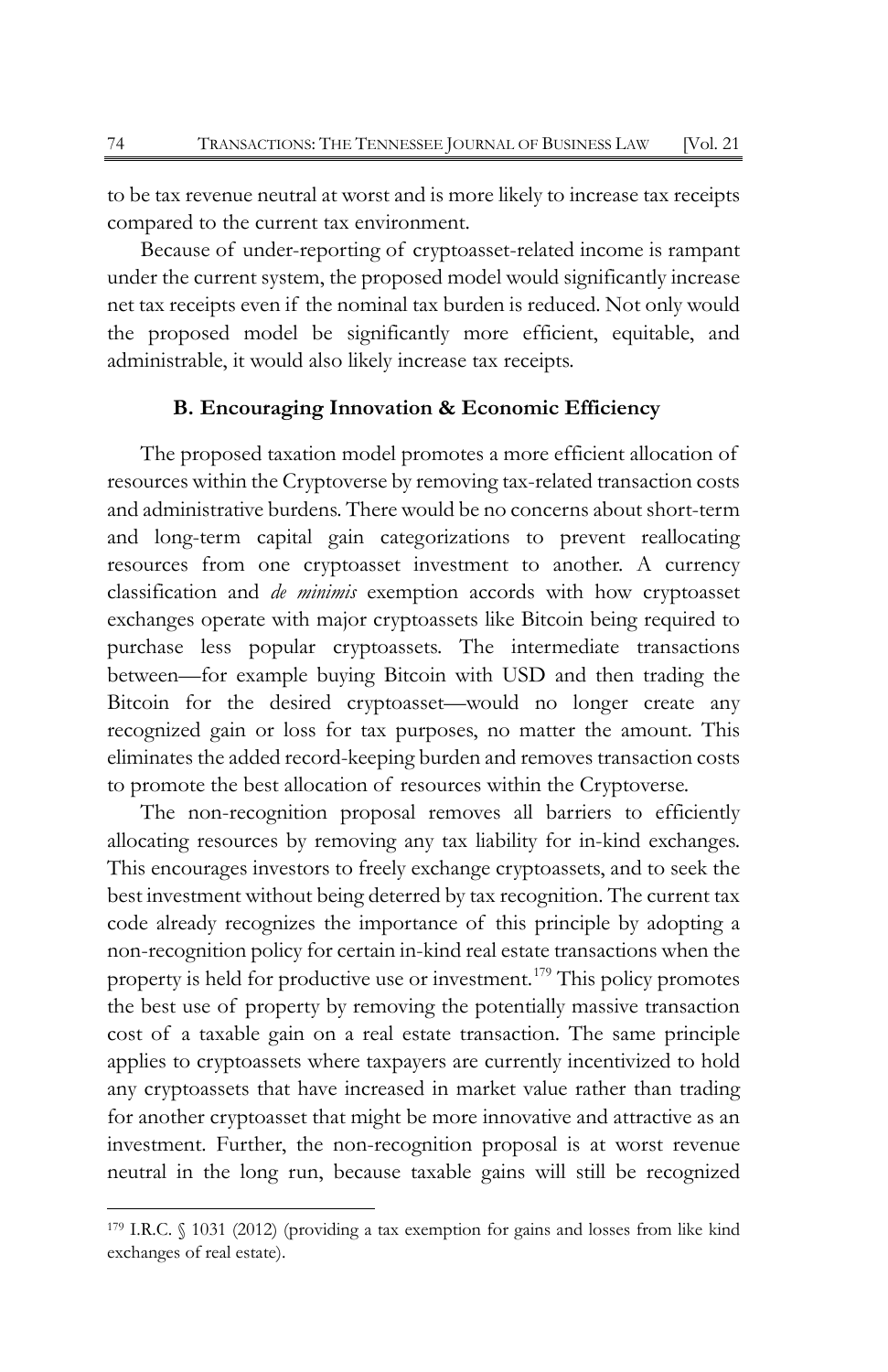to be tax revenue neutral at worst and is more likely to increase tax receipts compared to the current tax environment.

Because of under-reporting of cryptoasset-related income is rampant under the current system, the proposed model would significantly increase net tax receipts even if the nominal tax burden is reduced. Not only would the proposed model be significantly more efficient, equitable, and administrable, it would also likely increase tax receipts.

### B. Encouraging Innovation & Economic Efficiency

The proposed taxation model promotes a more efficient allocation of resources within the Cryptoverse by removing tax-related transaction costs and administrative burdens. There would be no concerns about short-term and long-term capital gain categorizations to prevent reallocating resources from one cryptoasset investment to another. A currency classification and *de minimis* exemption accords with how cryptoasset exchanges operate with major cryptoassets like Bitcoin being required to purchase less popular cryptoassets. The intermediate transactions between—for example buying Bitcoin with USD and then trading the Bitcoin for the desired cryptoasset—would no longer create any recognized gain or loss for tax purposes, no matter the amount. This eliminates the added record-keeping burden and removes transaction costs to promote the best allocation of resources within the Cryptoverse.

The non-recognition proposal removes all barriers to efficiently allocating resources by removing any tax liability for in-kind exchanges. This encourages investors to freely exchange cryptoassets, and to seek the best investment without being deterred by tax recognition. The current tax code already recognizes the importance of this principle by adopting a non-recognition policy for certain in-kind real estate transactions when the property is held for productive use or investment.[179] This policy promotes the best use of property by removing the potentially massive transaction cost of a taxable gain on a real estate transaction. The same principle applies to cryptoassets where taxpayers are currently incentivized to hold any cryptoassets that have increased in market value rather than trading for another cryptoasset that might be more innovative and attractive as an investment. Further, the non-recognition proposal is at worst revenue neutral in the long run, because taxable gains will still be recognized

---

[179] I.R.C. § 1031 (2012) (providing a tax exemption for gains and losses from like kind exchanges of real estate).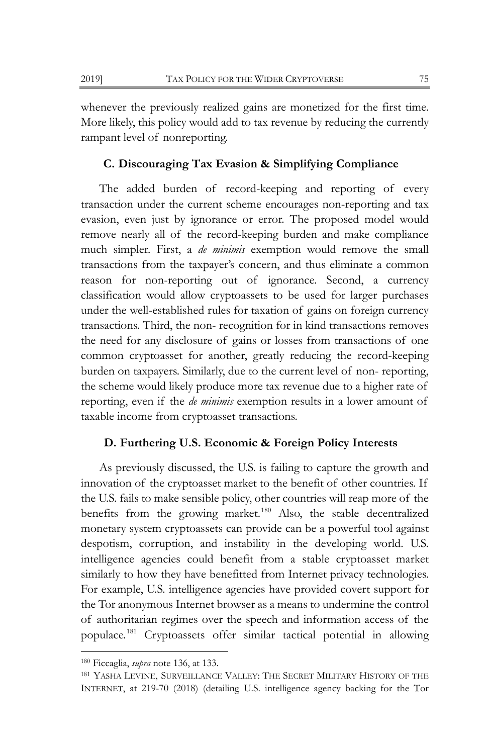whenever the previously realized gains are monetized for the first time. More likely, this policy would add to tax revenue by reducing the currently rampant level of nonreporting.

### C. Discouraging Tax Evasion & Simplifying Compliance

The added burden of record-keeping and reporting of every transaction under the current scheme encourages non-reporting and tax evasion, even just by ignorance or error. The proposed model would remove nearly all of the record-keeping burden and make compliance much simpler. First, a *de minimis* exemption would remove the small transactions from the taxpayer's concern, and thus eliminate a common reason for non-reporting out of ignorance. Second, a currency classification would allow cryptoassets to be used for larger purchases under the well-established rules for taxation of gains on foreign currency transactions. Third, the non- recognition for in kind transactions removes the need for any disclosure of gains or losses from transactions of one common cryptoasset for another, greatly reducing the record-keeping burden on taxpayers. Similarly, due to the current level of non- reporting, the scheme would likely produce more tax revenue due to a higher rate of reporting, even if the *de minimis* exemption results in a lower amount of taxable income from cryptoasset transactions.

### D. Furthering U.S. Economic & Foreign Policy Interests

As previously discussed, the U.S. is failing to capture the growth and innovation of the cryptoasset market to the benefit of other countries. If the U.S. fails to make sensible policy, other countries will reap more of the benefits from the growing market.[180] Also, the stable decentralized monetary system cryptoassets can provide can be a powerful tool against despotism, corruption, and instability in the developing world. U.S. intelligence agencies could benefit from a stable cryptoasset market similarly to how they have benefitted from Internet privacy technologies. For example, U.S. intelligence agencies have provided covert support for the Tor anonymous Internet browser as a means to undermine the control of authoritarian regimes over the speech and information access of the populace.[181] Cryptoassets offer similar tactical potential in allowing

---

[180] Ficcaglia, *supra* note 136, at 133.

[181] YASHA LEVINE, SURVEILLANCE VALLEY: THE SECRET MILITARY HISTORY OF THE INTERNET, at 219-70 (2018) (detailing U.S. intelligence agency backing for the Tor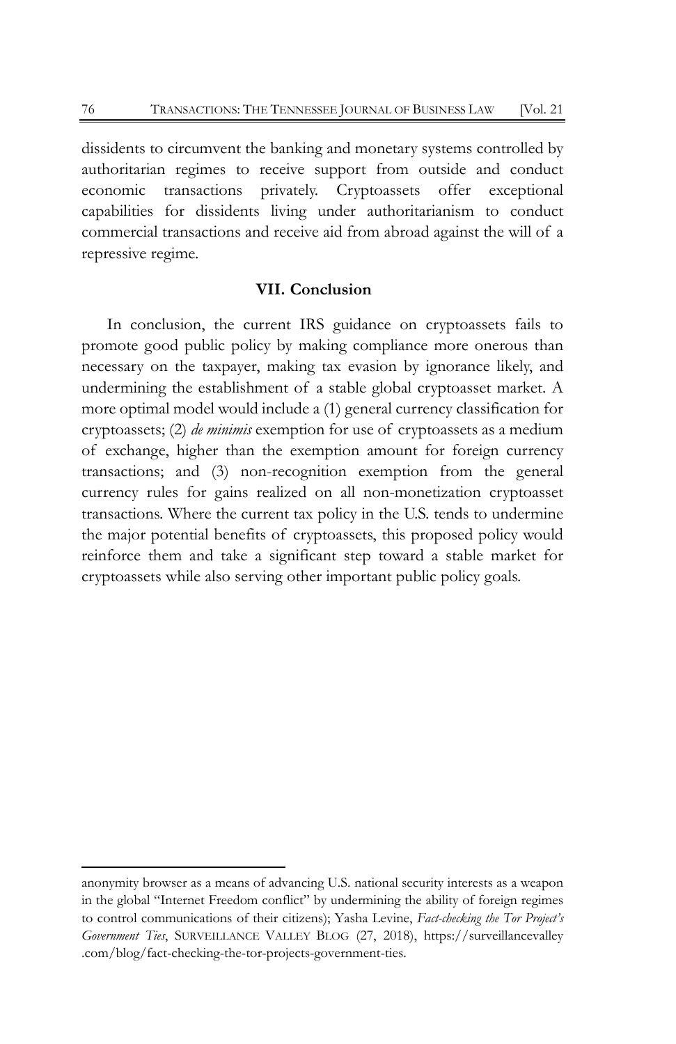dissidents to circumvent the banking and monetary systems controlled by authoritarian regimes to receive support from outside and conduct economic transactions privately. Cryptoassets offer exceptional capabilities for dissidents living under authoritarianism to conduct commercial transactions and receive aid from abroad against the will of a repressive regime.

## VII. Conclusion

In conclusion, the current IRS guidance on cryptoassets fails to promote good public policy by making compliance more onerous than necessary on the taxpayer, making tax evasion by ignorance likely, and undermining the establishment of a stable global cryptoasset market. A more optimal model would include a (1) general currency classification for cryptoassets; (2) *de minimis* exemption for use of cryptoassets as a medium of exchange, higher than the exemption amount for foreign currency transactions; and (3) non-recognition exemption from the general currency rules for gains realized on all non-monetization cryptoasset transactions. Where the current tax policy in the U.S. tends to undermine the major potential benefits of cryptoassets, this proposed policy would reinforce them and take a significant step toward a stable market for cryptoassets while also serving other important public policy goals.

---

anonymity browser as a means of advancing U.S. national security interests as a weapon in the global "Internet Freedom conflict" by undermining the ability of foreign regimes to control communications of their citizens); Yasha Levine, *Fact-checking the Tor Project's Government Ties*, SURVEILLANCE VALLEY BLOG (27, 2018), https://surveillancevalley.com/blog/fact-checking-the-tor-projects-government-ties.